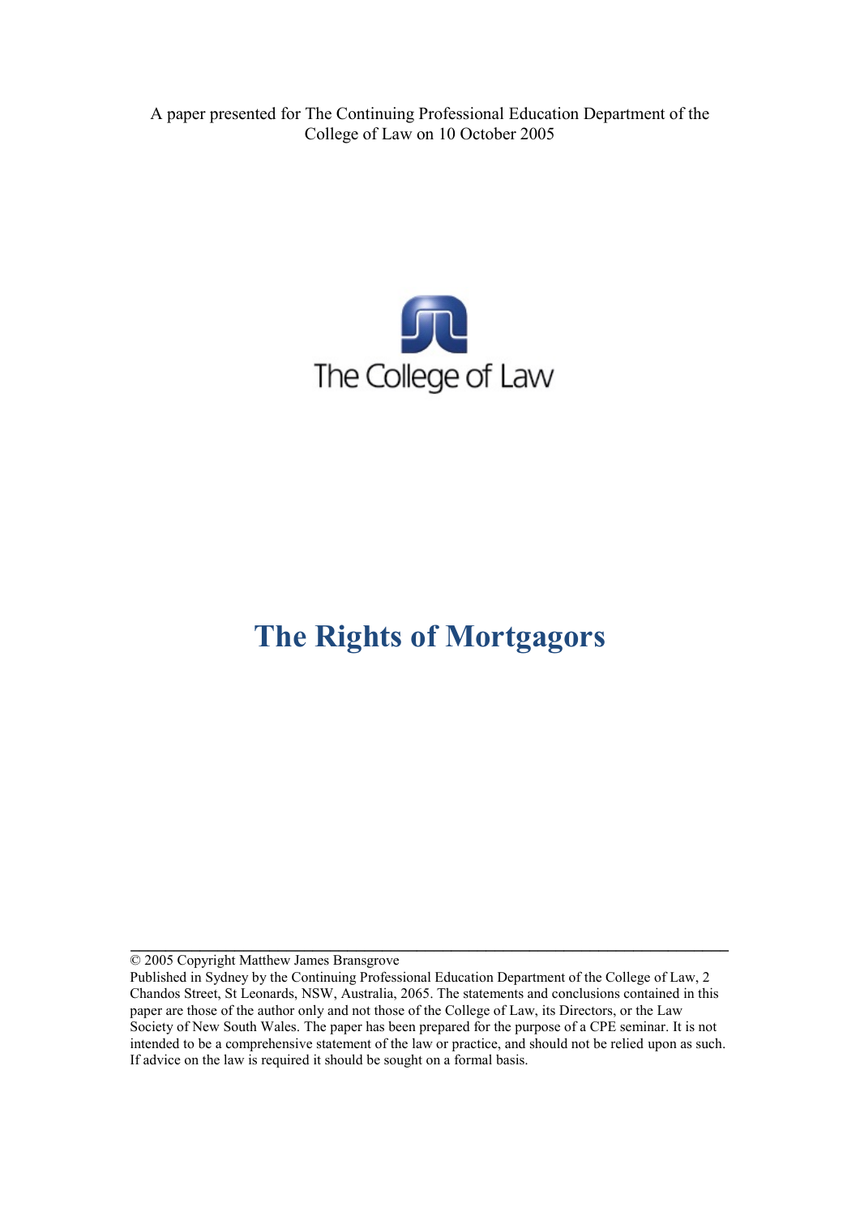A paper presented for The Continuing Professional Education Department of the College of Law on 10 October 2005

The College of Law

# The Rights of Mortgagors

---

© 2005 Copyright Matthew James Bransgrove

Published in Sydney by the Continuing Professional Education Department of the College of Law, 2 Chandos Street, St Leonards, NSW, Australia, 2065. The statements and conclusions contained in this paper are those of the author only and not those of the College of Law, its Directors, or the Law Society of New South Wales. The paper has been prepared for the purpose of a CPE seminar. It is not intended to be a comprehensive statement of the law or practice, and should not be relied upon as such. If advice on the law is required it should be sought on a formal basis.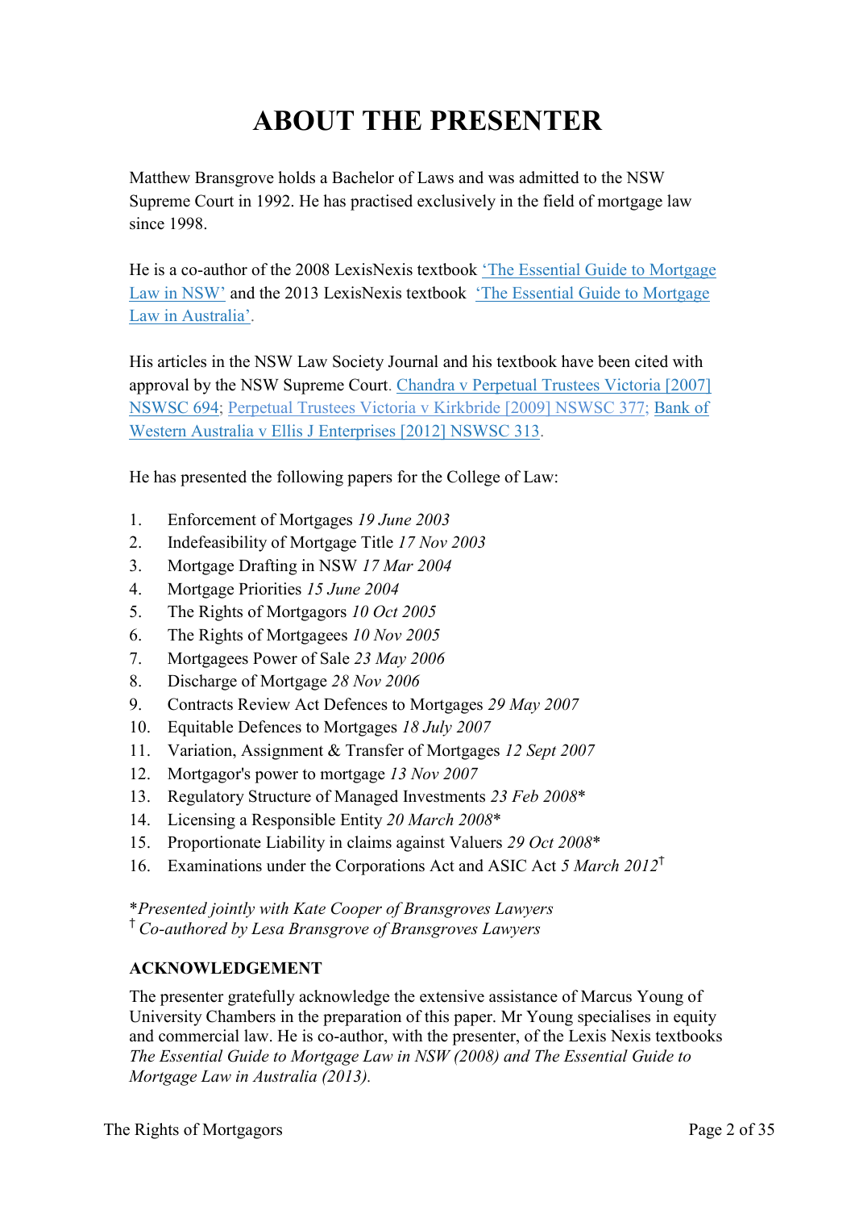# ABOUT THE PRESENTER

Matthew Bransgrove holds a Bachelor of Laws and was admitted to the NSW Supreme Court in 1992. He has practised exclusively in the field of mortgage law since 1998.

He is a co-author of the 2008 LexisNexis textbook 'The Essential Guide to Mortgage Law in NSW' and the 2013 LexisNexis textbook 'The Essential Guide to Mortgage Law in Australia'.

His articles in the NSW Law Society Journal and his textbook have been cited with approval by the NSW Supreme Court. Chandra v Perpetual Trustees Victoria [2007] NSWSC 694; Perpetual Trustees Victoria v Kirkbride [2009] NSWSC 377; Bank of Western Australia v Ellis J Enterprises [2012] NSWSC 313.

He has presented the following papers for the College of Law:

1. Enforcement of Mortgages *19 June 2003*
2. Indefeasibility of Mortgage Title *17 Nov 2003*
3. Mortgage Drafting in NSW *17 Mar 2004*
4. Mortgage Priorities *15 June 2004*
5. The Rights of Mortgagors *10 Oct 2005*
6. The Rights of Mortgagees *10 Nov 2005*
7. Mortgagees Power of Sale *23 May 2006*
8. Discharge of Mortgage *28 Nov 2006*
9. Contracts Review Act Defences to Mortgages *29 May 2007*
10. Equitable Defences to Mortgages *18 July 2007*
11. Variation, Assignment & Transfer of Mortgages *12 Sept 2007*
12. Mortgagor's power to mortgage *13 Nov 2007*
13. Regulatory Structure of Managed Investments *23 Feb 2008*\*
14. Licensing a Responsible Entity *20 March 2008*\*
15. Proportionate Liability in claims against Valuers *29 Oct 2008*\*
16. Examinations under the Corporations Act and ASIC Act *5 March 2012*†

\**Presented jointly with Kate Cooper of Bransgroves Lawyers*
† *Co-authored by Lesa Bransgrove of Bransgroves Lawyers*

**ACKNOWLEDGEMENT**

The presenter gratefully acknowledge the extensive assistance of Marcus Young of University Chambers in the preparation of this paper. Mr Young specialises in equity and commercial law. He is co-author, with the presenter, of the Lexis Nexis textbooks *The Essential Guide to Mortgage Law in NSW (2008) and The Essential Guide to Mortgage Law in Australia (2013).*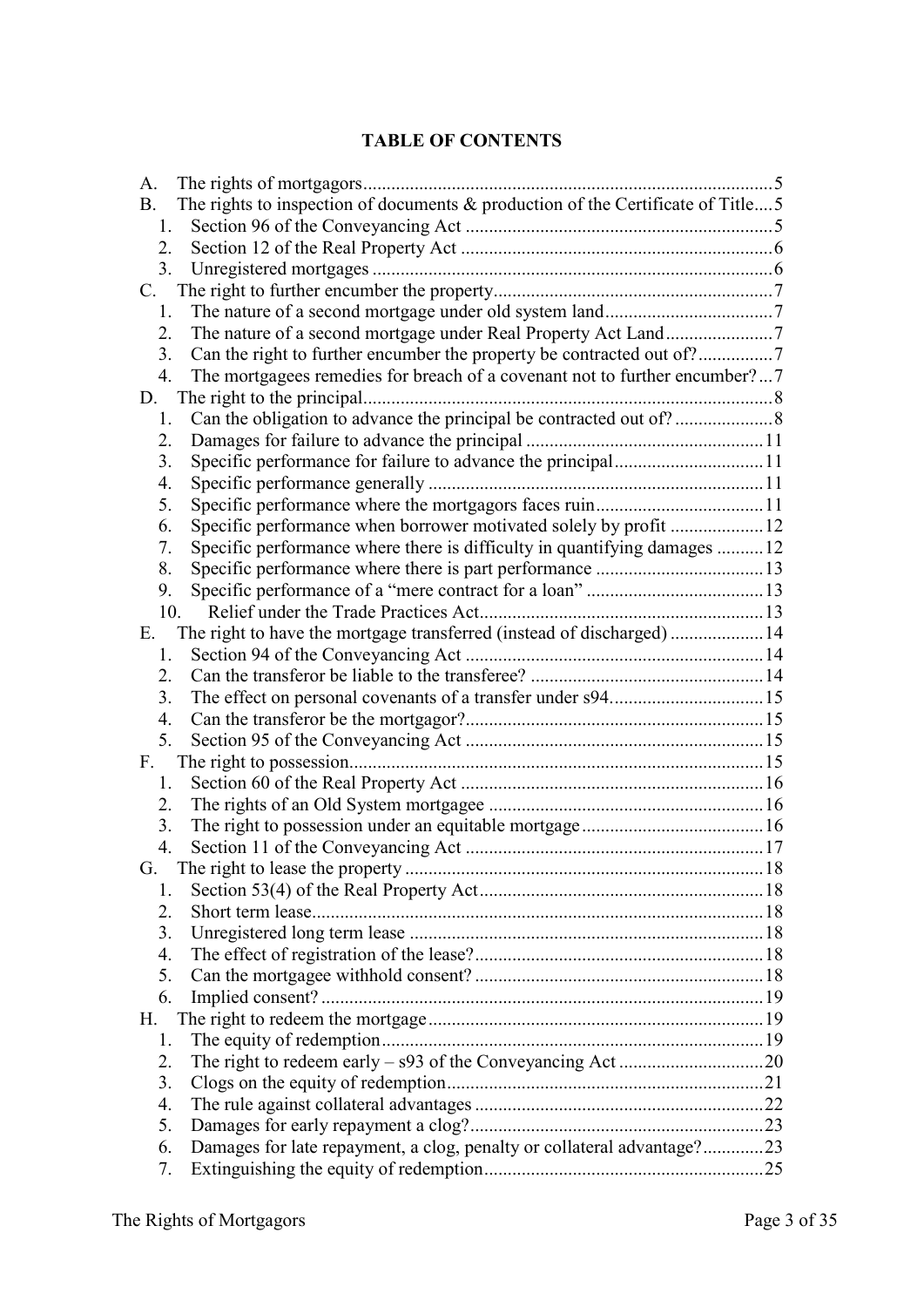**TABLE OF CONTENTS**

A. The rights of mortgagors .......................................................................................5
B. The rights to inspection of documents & production of the Certificate of Title....5
  1. Section 96 of the Conveyancing Act ..................................................................5
  2. Section 12 of the Real Property Act ...................................................................6
  3. Unregistered mortgages .....................................................................................6
C. The right to further encumber the property............................................................7
  1. The nature of a second mortgage under old system land....................................7
  2. The nature of a second mortgage under Real Property Act Land.......................7
  3. Can the right to further encumber the property be contracted out of?................7
  4. The mortgagees remedies for breach of a covenant not to further encumber?...7
D. The right to the principal........................................................................................8
  1. Can the obligation to advance the principal be contracted out of? .....................8
  2. Damages for failure to advance the principal ...................................................11
  3. Specific performance for failure to advance the principal................................11
  4. Specific performance generally ........................................................................11
  5. Specific performance where the mortgagors faces ruin....................................11
  6. Specific performance when borrower motivated solely by profit ....................12
  7. Specific performance where there is difficulty in quantifying damages ..........12
  8. Specific performance where there is part performance ....................................13
  9. Specific performance of a "mere contract for a loan" ......................................13
  10. Relief under the Trade Practices Act.............................................................13
E. The right to have the mortgage transferred (instead of discharged) ....................14
  1. Section 94 of the Conveyancing Act ................................................................14
  2. Can the transferor be liable to the transferee? ..................................................14
  3. The effect on personal covenants of a transfer under s94.................................15
  4. Can the transferor be the mortgagor?................................................................15
  5. Section 95 of the Conveyancing Act ................................................................15
F. The right to possession.........................................................................................15
  1. Section 60 of the Real Property Act .................................................................16
  2. The rights of an Old System mortgagee ...........................................................16
  3. The right to possession under an equitable mortgage.......................................16
  4. Section 11 of the Conveyancing Act ................................................................17
G. The right to lease the property .............................................................................18
  1. Section 53(4) of the Real Property Act.............................................................18
  2. Short term lease.................................................................................................18
  3. Unregistered long term lease ............................................................................18
  4. The effect of registration of the lease?..............................................................18
  5. Can the mortgagee withhold consent? ..............................................................18
  6. Implied consent? ...............................................................................................19
H. The right to redeem the mortgage........................................................................19
  1. The equity of redemption..................................................................................19
  2. The right to redeem early – s93 of the Conveyancing Act ...............................20
  3. Clogs on the equity of redemption....................................................................21
  4. The rule against collateral advantages ..............................................................22
  5. Damages for early repayment a clog?...............................................................23
  6. Damages for late repayment, a clog, penalty or collateral advantage?.............23
  7. Extinguishing the equity of redemption............................................................25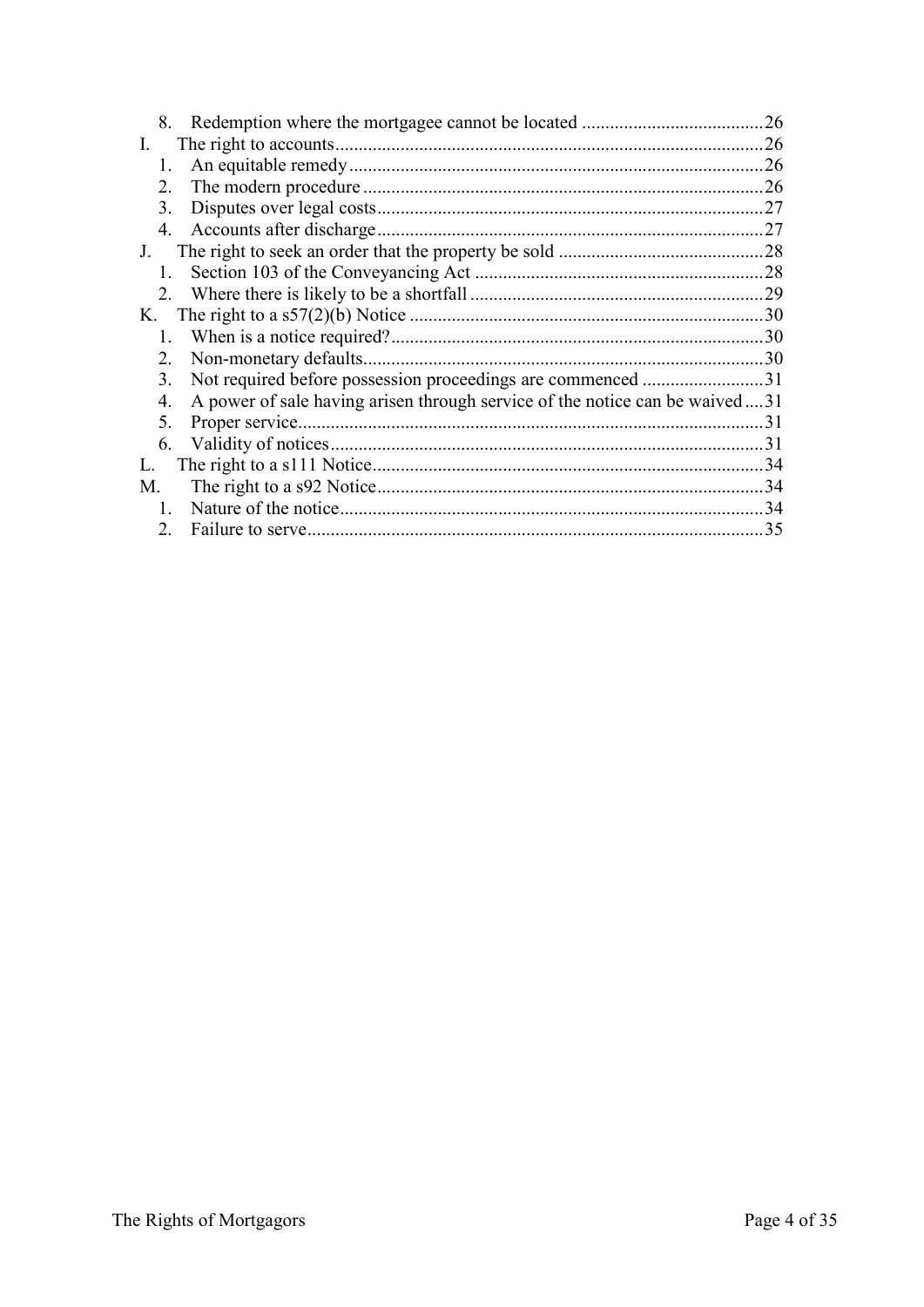8. Redemption where the mortgagee cannot be located ....................................... 26

I. The right to accounts ........................................................................................... 26

1. An equitable remedy ......................................................................................... 26
2. The modern procedure ...................................................................................... 26
3. Disputes over legal costs ................................................................................... 27
4. Accounts after discharge ................................................................................... 27

J. The right to seek an order that the property be sold ............................................ 28

1. Section 103 of the Conveyancing Act .............................................................. 28
2. Where there is likely to be a shortfall ............................................................... 29

K. The right to a s57(2)(b) Notice ............................................................................ 30

1. When is a notice required? ................................................................................ 30
2. Non-monetary defaults ...................................................................................... 30
3. Not required before possession proceedings are commenced .......................... 31
4. A power of sale having arisen through service of the notice can be waived .... 31
5. Proper service .................................................................................................... 31
6. Validity of notices ............................................................................................. 31

L. The right to a s111 Notice .................................................................................... 34

M. The right to a s92 Notice ...................................................................................... 34

1. Nature of the notice ........................................................................................... 34
2. Failure to serve .................................................................................................. 35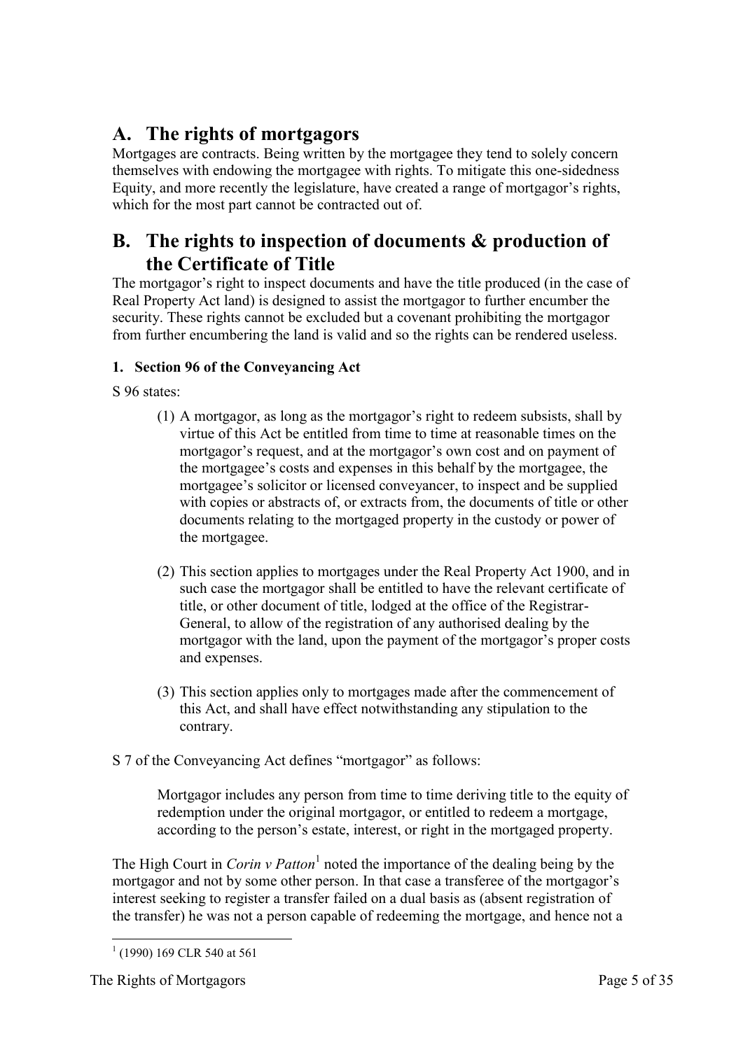## A. The rights of mortgagors

Mortgages are contracts. Being written by the mortgagee they tend to solely concern themselves with endowing the mortgagee with rights. To mitigate this one-sidedness Equity, and more recently the legislature, have created a range of mortgagor's rights, which for the most part cannot be contracted out of.

## B. The rights to inspection of documents & production of the Certificate of Title

The mortgagor's right to inspect documents and have the title produced (in the case of Real Property Act land) is designed to assist the mortgagor to further encumber the security. These rights cannot be excluded but a covenant prohibiting the mortgagor from further encumbering the land is valid and so the rights can be rendered useless.

### 1. Section 96 of the Conveyancing Act

S 96 states:

> (1) A mortgagor, as long as the mortgagor's right to redeem subsists, shall by virtue of this Act be entitled from time to time at reasonable times on the mortgagor's request, and at the mortgagor's own cost and on payment of the mortgagee's costs and expenses in this behalf by the mortgagee, the mortgagee's solicitor or licensed conveyancer, to inspect and be supplied with copies or abstracts of, or extracts from, the documents of title or other documents relating to the mortgaged property in the custody or power of the mortgagee.
>
> (2) This section applies to mortgages under the Real Property Act 1900, and in such case the mortgagor shall be entitled to have the relevant certificate of title, or other document of title, lodged at the office of the Registrar-General, to allow of the registration of any authorised dealing by the mortgagor with the land, upon the payment of the mortgagor's proper costs and expenses.
>
> (3) This section applies only to mortgages made after the commencement of this Act, and shall have effect notwithstanding any stipulation to the contrary.

S 7 of the Conveyancing Act defines "mortgagor" as follows:

> Mortgagor includes any person from time to time deriving title to the equity of redemption under the original mortgagor, or entitled to redeem a mortgage, according to the person's estate, interest, or right in the mortgaged property.

The High Court in *Corin v Patton*[1] noted the importance of the dealing being by the mortgagor and not by some other person. In that case a transferee of the mortgagor's interest seeking to register a transfer failed on a dual basis as (absent registration of the transfer) he was not a person capable of redeeming the mortgage, and hence not a

[1] (1990) 169 CLR 540 at 561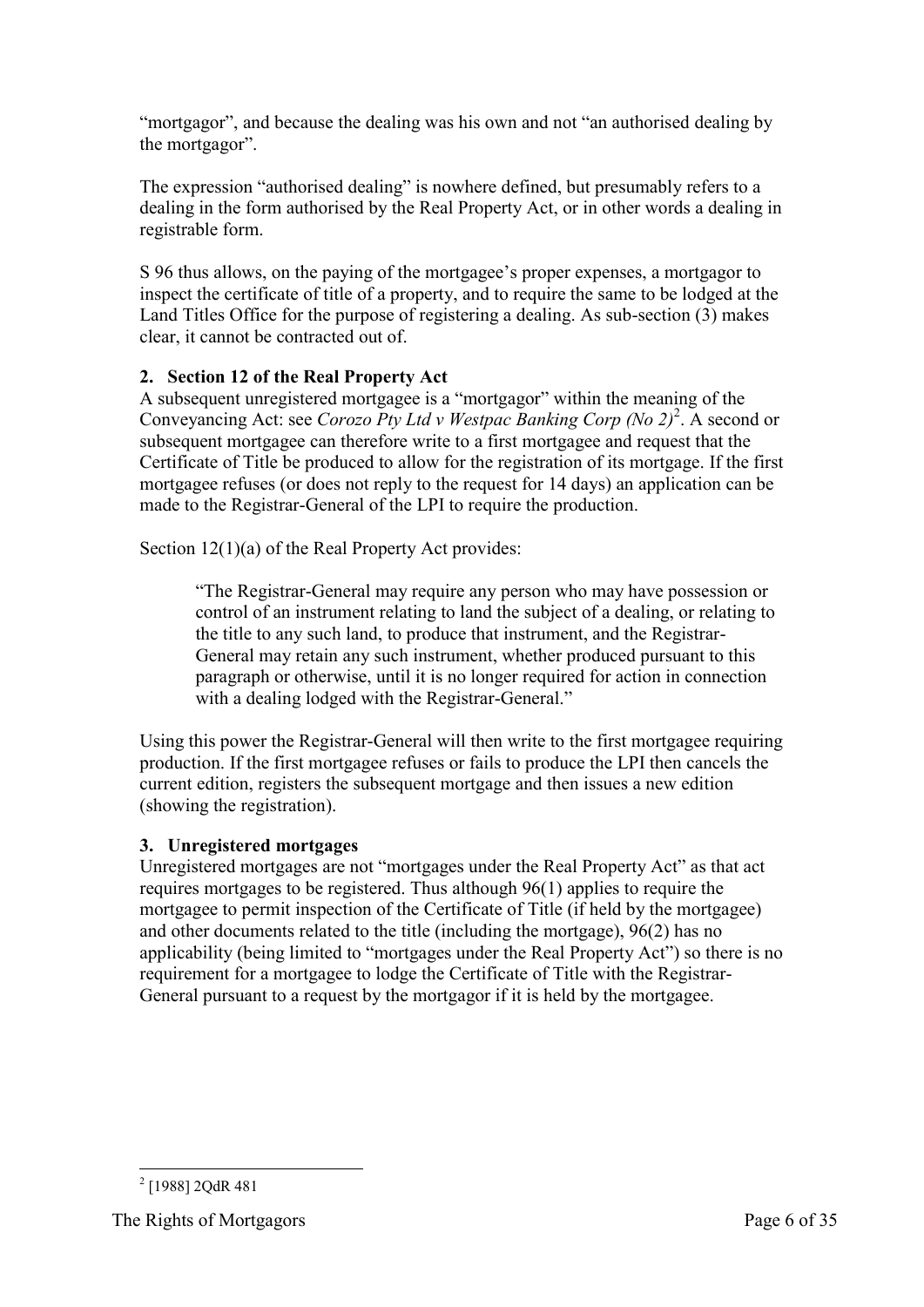"mortgagor", and because the dealing was his own and not "an authorised dealing by the mortgagor".

The expression "authorised dealing" is nowhere defined, but presumably refers to a dealing in the form authorised by the Real Property Act, or in other words a dealing in registrable form.

S 96 thus allows, on the paying of the mortgagee's proper expenses, a mortgagor to inspect the certificate of title of a property, and to require the same to be lodged at the Land Titles Office for the purpose of registering a dealing. As sub-section (3) makes clear, it cannot be contracted out of.

## 2. Section 12 of the Real Property Act

A subsequent unregistered mortgagee is a "mortgagor" within the meaning of the Conveyancing Act: see *Corozo Pty Ltd v Westpac Banking Corp (No 2)*[2]. A second or subsequent mortgagee can therefore write to a first mortgagee and request that the Certificate of Title be produced to allow for the registration of its mortgage. If the first mortgagee refuses (or does not reply to the request for 14 days) an application can be made to the Registrar-General of the LPI to require the production.

Section 12(1)(a) of the Real Property Act provides:

> "The Registrar-General may require any person who may have possession or control of an instrument relating to land the subject of a dealing, or relating to the title to any such land, to produce that instrument, and the Registrar-General may retain any such instrument, whether produced pursuant to this paragraph or otherwise, until it is no longer required for action in connection with a dealing lodged with the Registrar-General."

Using this power the Registrar-General will then write to the first mortgagee requiring production. If the first mortgagee refuses or fails to produce the LPI then cancels the current edition, registers the subsequent mortgage and then issues a new edition (showing the registration).

## 3. Unregistered mortgages

Unregistered mortgages are not "mortgages under the Real Property Act" as that act requires mortgages to be registered. Thus although 96(1) applies to require the mortgagee to permit inspection of the Certificate of Title (if held by the mortgagee) and other documents related to the title (including the mortgage), 96(2) has no applicability (being limited to "mortgages under the Real Property Act") so there is no requirement for a mortgagee to lodge the Certificate of Title with the Registrar-General pursuant to a request by the mortgagor if it is held by the mortgagee.

---

[2] [1988] 2QdR 481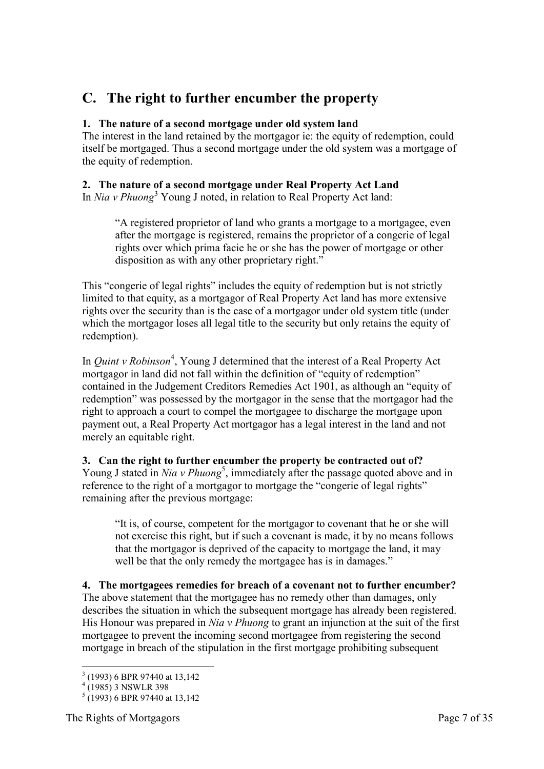## C. The right to further encumber the property

### 1. The nature of a second mortgage under old system land

The interest in the land retained by the mortgagor ie: the equity of redemption, could itself be mortgaged. Thus a second mortgage under the old system was a mortgage of the equity of redemption.

### 2. The nature of a second mortgage under Real Property Act Land

In *Nia v Phuong*[3] Young J noted, in relation to Real Property Act land:

> "A registered proprietor of land who grants a mortgage to a mortgagee, even after the mortgage is registered, remains the proprietor of a congerie of legal rights over which prima facie he or she has the power of mortgage or other disposition as with any other proprietary right."

This "congerie of legal rights" includes the equity of redemption but is not strictly limited to that equity, as a mortgagor of Real Property Act land has more extensive rights over the security than is the case of a mortgagor under old system title (under which the mortgagor loses all legal title to the security but only retains the equity of redemption).

In *Quint v Robinson*[4], Young J determined that the interest of a Real Property Act mortgagor in land did not fall within the definition of "equity of redemption" contained in the Judgement Creditors Remedies Act 1901, as although an "equity of redemption" was possessed by the mortgagor in the sense that the mortgagor had the right to approach a court to compel the mortgagee to discharge the mortgage upon payment out, a Real Property Act mortgagor has a legal interest in the land and not merely an equitable right.

### 3. Can the right to further encumber the property be contracted out of?

Young J stated in *Nia v Phuong*[5], immediately after the passage quoted above and in reference to the right of a mortgagor to mortgage the "congerie of legal rights" remaining after the previous mortgage:

> "It is, of course, competent for the mortgagor to covenant that he or she will not exercise this right, but if such a covenant is made, it by no means follows that the mortgagor is deprived of the capacity to mortgage the land, it may well be that the only remedy the mortgagee has is in damages."

### 4. The mortgagees remedies for breach of a covenant not to further encumber?

The above statement that the mortgagee has no remedy other than damages, only describes the situation in which the subsequent mortgage has already been registered. His Honour was prepared in *Nia v Phuong* to grant an injunction at the suit of the first mortgagee to prevent the incoming second mortgagee from registering the second mortgage in breach of the stipulation in the first mortgage prohibiting subsequent

---

[3] (1993) 6 BPR 97440 at 13,142

[4] (1985) 3 NSWLR 398

[5] (1993) 6 BPR 97440 at 13,142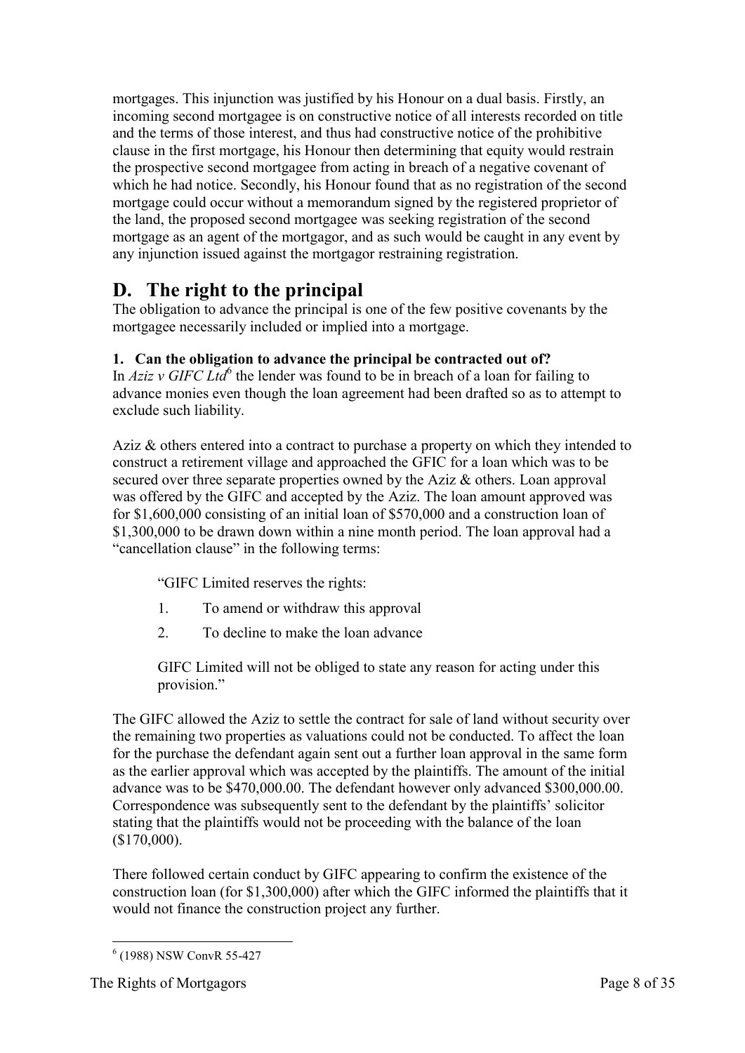mortgages. This injunction was justified by his Honour on a dual basis. Firstly, an incoming second mortgagee is on constructive notice of all interests recorded on title and the terms of those interest, and thus had constructive notice of the prohibitive clause in the first mortgage, his Honour then determining that equity would restrain the prospective second mortgagee from acting in breach of a negative covenant of which he had notice. Secondly, his Honour found that as no registration of the second mortgage could occur without a memorandum signed by the registered proprietor of the land, the proposed second mortgagee was seeking registration of the second mortgage as an agent of the mortgagor, and as such would be caught in any event by any injunction issued against the mortgagor restraining registration.

# D. The right to the principal

The obligation to advance the principal is one of the few positive covenants by the mortgagee necessarily included or implied into a mortgage.

### 1. Can the obligation to advance the principal be contracted out of?

In *Aziz v GIFC Ltd*[6] the lender was found to be in breach of a loan for failing to advance monies even though the loan agreement had been drafted so as to attempt to exclude such liability.

Aziz & others entered into a contract to purchase a property on which they intended to construct a retirement village and approached the GFIC for a loan which was to be secured over three separate properties owned by the Aziz & others. Loan approval was offered by the GIFC and accepted by the Aziz. The loan amount approved was for $1,600,000 consisting of an initial loan of $570,000 and a construction loan of $1,300,000 to be drawn down within a nine month period. The loan approval had a "cancellation clause" in the following terms:

> "GIFC Limited reserves the rights:
>
> 1. To amend or withdraw this approval
> 2. To decline to make the loan advance
>
> GIFC Limited will not be obliged to state any reason for acting under this provision."

The GIFC allowed the Aziz to settle the contract for sale of land without security over the remaining two properties as valuations could not be conducted. To affect the loan for the purchase the defendant again sent out a further loan approval in the same form as the earlier approval which was accepted by the plaintiffs. The amount of the initial advance was to be $470,000.00. The defendant however only advanced $300,000.00. Correspondence was subsequently sent to the defendant by the plaintiffs' solicitor stating that the plaintiffs would not be proceeding with the balance of the loan ($170,000).

There followed certain conduct by GIFC appearing to confirm the existence of the construction loan (for $1,300,000) after which the GIFC informed the plaintiffs that it would not finance the construction project any further.

[6] (1988) NSW ConvR 55-427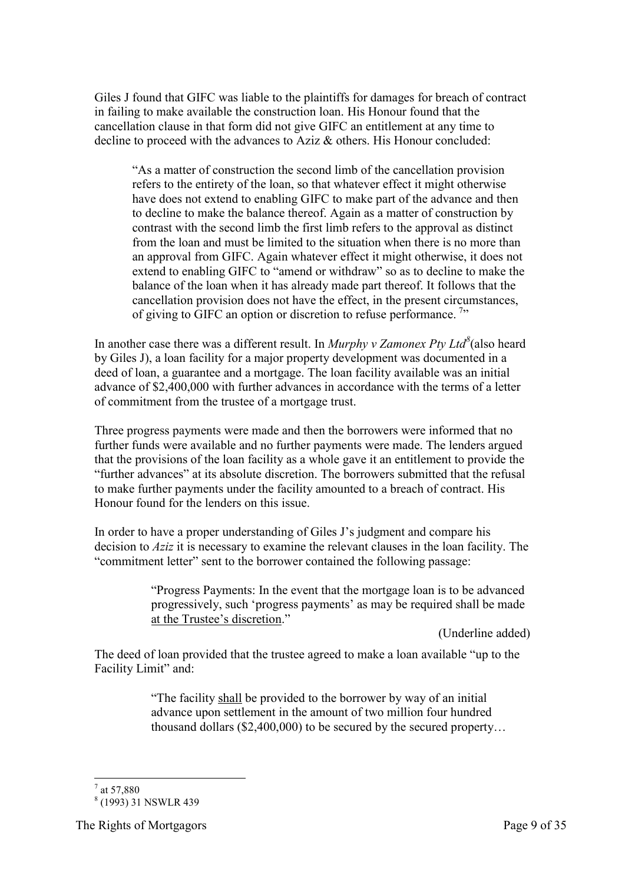Giles J found that GIFC was liable to the plaintiffs for damages for breach of contract in failing to make available the construction loan. His Honour found that the cancellation clause in that form did not give GIFC an entitlement at any time to decline to proceed with the advances to Aziz & others. His Honour concluded:

> "As a matter of construction the second limb of the cancellation provision refers to the entirety of the loan, so that whatever effect it might otherwise have does not extend to enabling GIFC to make part of the advance and then to decline to make the balance thereof. Again as a matter of construction by contrast with the second limb the first limb refers to the approval as distinct from the loan and must be limited to the situation when there is no more than an approval from GIFC. Again whatever effect it might otherwise, it does not extend to enabling GIFC to "amend or withdraw" so as to decline to make the balance of the loan when it has already made part thereof. It follows that the cancellation provision does not have the effect, in the present circumstances, of giving to GIFC an option or discretion to refuse performance. [7]"

In another case there was a different result. In *Murphy v Zamonex Pty Ltd*[8] (also heard by Giles J), a loan facility for a major property development was documented in a deed of loan, a guarantee and a mortgage. The loan facility available was an initial advance of $2,400,000 with further advances in accordance with the terms of a letter of commitment from the trustee of a mortgage trust.

Three progress payments were made and then the borrowers were informed that no further funds were available and no further payments were made. The lenders argued that the provisions of the loan facility as a whole gave it an entitlement to provide the "further advances" at its absolute discretion. The borrowers submitted that the refusal to make further payments under the facility amounted to a breach of contract. His Honour found for the lenders on this issue.

In order to have a proper understanding of Giles J's judgment and compare his decision to *Aziz* it is necessary to examine the relevant clauses in the loan facility. The "commitment letter" sent to the borrower contained the following passage:

> "Progress Payments: In the event that the mortgage loan is to be advanced progressively, such 'progress payments' as may be required shall be made <u>at the Trustee's discretion</u>."
>
> (Underline added)

The deed of loan provided that the trustee agreed to make a loan available "up to the Facility Limit" and:

> "The facility <u>shall</u> be provided to the borrower by way of an initial advance upon settlement in the amount of two million four hundred thousand dollars ($2,400,000) to be secured by the secured property…

[7] at 57,880

[8] (1993) 31 NSWLR 439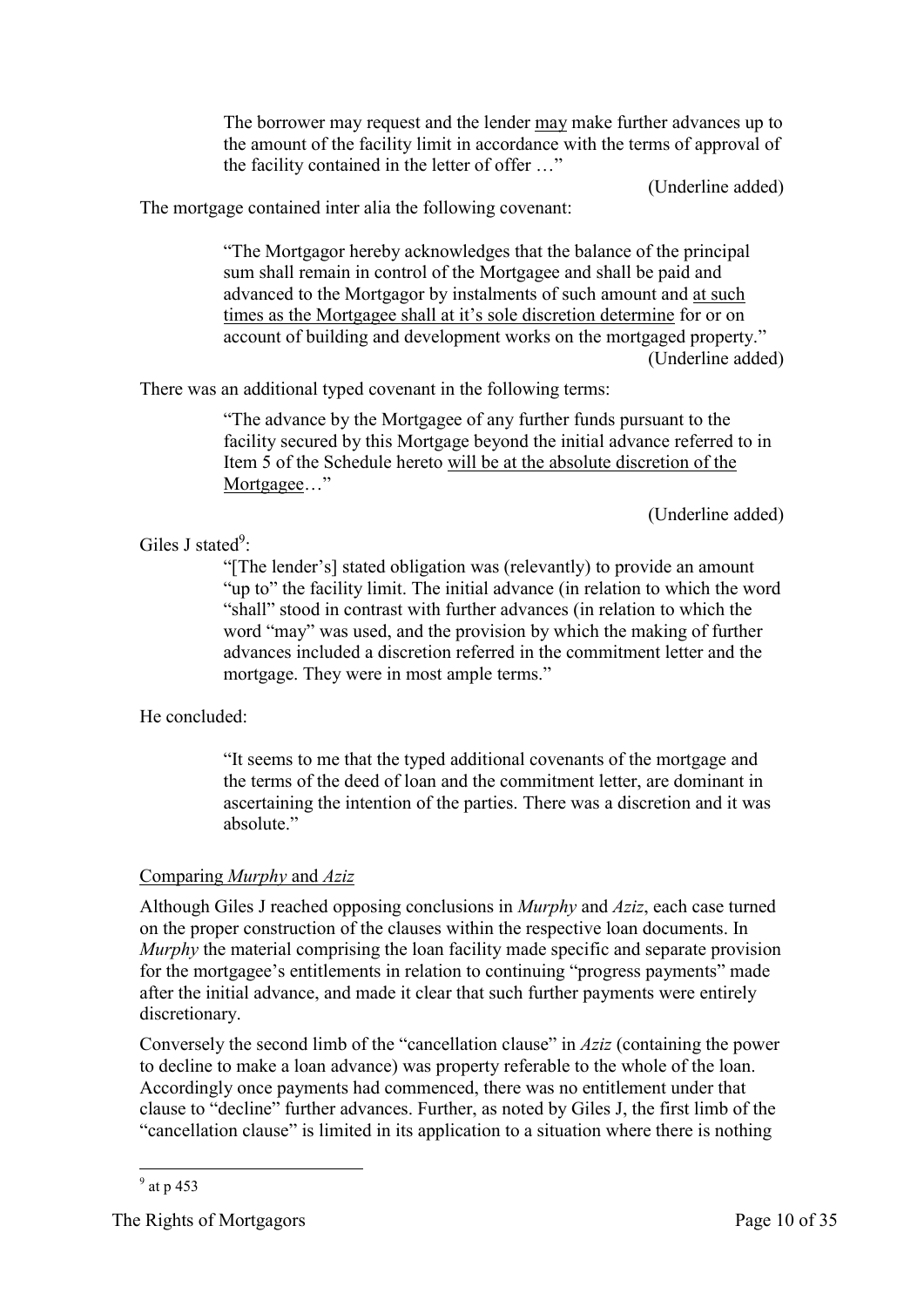> The borrower may request and the lender <u>may</u> make further advances up to the amount of the facility limit in accordance with the terms of approval of the facility contained in the letter of offer …"
>
> (Underline added)

The mortgage contained inter alia the following covenant:

> "The Mortgagor hereby acknowledges that the balance of the principal sum shall remain in control of the Mortgagee and shall be paid and advanced to the Mortgagor by instalments of such amount and <u>at such times as the Mortgagee shall at it's sole discretion determine</u> for or on account of building and development works on the mortgaged property."
>
> (Underline added)

There was an additional typed covenant in the following terms:

> "The advance by the Mortgagee of any further funds pursuant to the facility secured by this Mortgage beyond the initial advance referred to in Item 5 of the Schedule hereto <u>will be at the absolute discretion of the Mortgagee</u>…"
>
> (Underline added)

Giles J stated[9]:

> "[The lender's] stated obligation was (relevantly) to provide an amount "up to" the facility limit. The initial advance (in relation to which the word "shall" stood in contrast with further advances (in relation to which the word "may" was used, and the provision by which the making of further advances included a discretion referred in the commitment letter and the mortgage. They were in most ample terms."

He concluded:

> "It seems to me that the typed additional covenants of the mortgage and the terms of the deed of loan and the commitment letter, are dominant in ascertaining the intention of the parties. There was a discretion and it was absolute."

<u>Comparing *Murphy* and *Aziz*</u>

Although Giles J reached opposing conclusions in *Murphy* and *Aziz*, each case turned on the proper construction of the clauses within the respective loan documents. In *Murphy* the material comprising the loan facility made specific and separate provision for the mortgagee's entitlements in relation to continuing "progress payments" made after the initial advance, and made it clear that such further payments were entirely discretionary.

Conversely the second limb of the "cancellation clause" in *Aziz* (containing the power to decline to make a loan advance) was property referable to the whole of the loan. Accordingly once payments had commenced, there was no entitlement under that clause to "decline" further advances. Further, as noted by Giles J, the first limb of the "cancellation clause" is limited in its application to a situation where there is nothing

---

[9] at p 453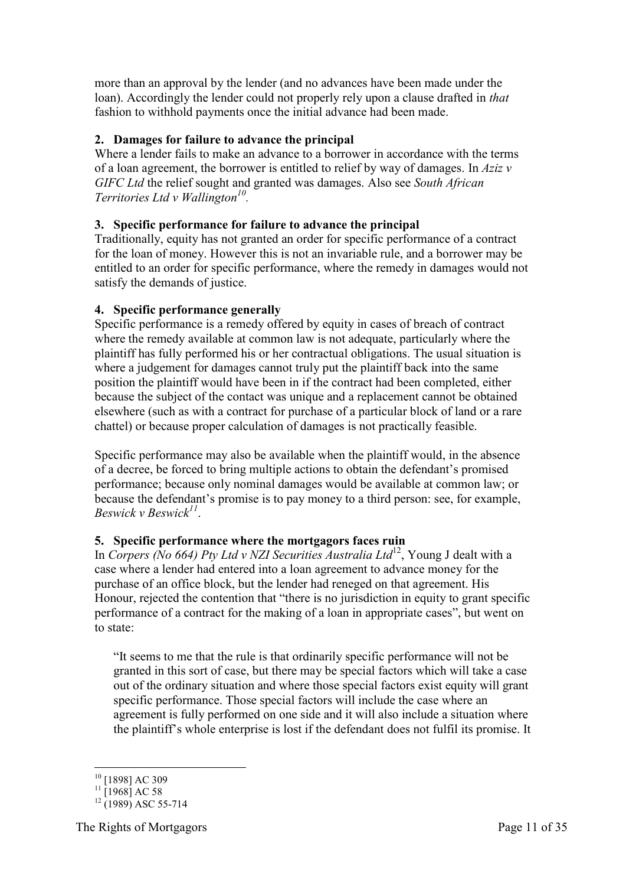more than an approval by the lender (and no advances have been made under the loan). Accordingly the lender could not properly rely upon a clause drafted in *that* fashion to withhold payments once the initial advance had been made.

### 2. Damages for failure to advance the principal

Where a lender fails to make an advance to a borrower in accordance with the terms of a loan agreement, the borrower is entitled to relief by way of damages. In *Aziz v GIFC Ltd* the relief sought and granted was damages. Also see *South African Territories Ltd v Wallington*[10].

### 3. Specific performance for failure to advance the principal

Traditionally, equity has not granted an order for specific performance of a contract for the loan of money. However this is not an invariable rule, and a borrower may be entitled to an order for specific performance, where the remedy in damages would not satisfy the demands of justice.

### 4. Specific performance generally

Specific performance is a remedy offered by equity in cases of breach of contract where the remedy available at common law is not adequate, particularly where the plaintiff has fully performed his or her contractual obligations. The usual situation is where a judgement for damages cannot truly put the plaintiff back into the same position the plaintiff would have been in if the contract had been completed, either because the subject of the contact was unique and a replacement cannot be obtained elsewhere (such as with a contract for purchase of a particular block of land or a rare chattel) or because proper calculation of damages is not practically feasible.

Specific performance may also be available when the plaintiff would, in the absence of a decree, be forced to bring multiple actions to obtain the defendant's promised performance; because only nominal damages would be available at common law; or because the defendant's promise is to pay money to a third person: see, for example, *Beswick v Beswick*[11].

### 5. Specific performance where the mortgagors faces ruin

In *Corpers (No 664) Pty Ltd v NZI Securities Australia Ltd*[12], Young J dealt with a case where a lender had entered into a loan agreement to advance money for the purchase of an office block, but the lender had reneged on that agreement. His Honour, rejected the contention that "there is no jurisdiction in equity to grant specific performance of a contract for the making of a loan in appropriate cases", but went on to state:

> "It seems to me that the rule is that ordinarily specific performance will not be granted in this sort of case, but there may be special factors which will take a case out of the ordinary situation and where those special factors exist equity will grant specific performance. Those special factors will include the case where an agreement is fully performed on one side and it will also include a situation where the plaintiff's whole enterprise is lost if the defendant does not fulfil its promise. It

---

[10] [1898] AC 309
[11] [1968] AC 58
[12] (1989) ASC 55-714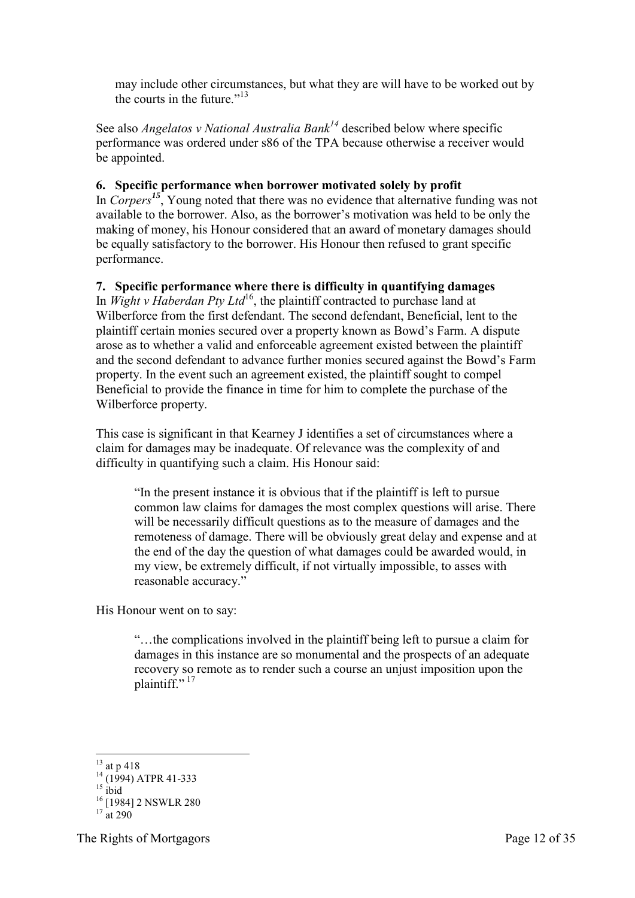may include other circumstances, but what they are will have to be worked out by the courts in the future."[13]

See also *Angelatos v National Australia Bank*[14] described below where specific performance was ordered under s86 of the TPA because otherwise a receiver would be appointed.

### 6. Specific performance when borrower motivated solely by profit

In *Corpers*[15], Young noted that there was no evidence that alternative funding was not available to the borrower. Also, as the borrower's motivation was held to be only the making of money, his Honour considered that an award of monetary damages should be equally satisfactory to the borrower. His Honour then refused to grant specific performance.

### 7. Specific performance where there is difficulty in quantifying damages

In *Wight v Haberdan Pty Ltd*[16], the plaintiff contracted to purchase land at Wilberforce from the first defendant. The second defendant, Beneficial, lent to the plaintiff certain monies secured over a property known as Bowd's Farm. A dispute arose as to whether a valid and enforceable agreement existed between the plaintiff and the second defendant to advance further monies secured against the Bowd's Farm property. In the event such an agreement existed, the plaintiff sought to compel Beneficial to provide the finance in time for him to complete the purchase of the Wilberforce property.

This case is significant in that Kearney J identifies a set of circumstances where a claim for damages may be inadequate. Of relevance was the complexity of and difficulty in quantifying such a claim. His Honour said:

> "In the present instance it is obvious that if the plaintiff is left to pursue common law claims for damages the most complex questions will arise. There will be necessarily difficult questions as to the measure of damages and the remoteness of damage. There will be obviously great delay and expense and at the end of the day the question of what damages could be awarded would, in my view, be extremely difficult, if not virtually impossible, to asses with reasonable accuracy."

His Honour went on to say:

> "…the complications involved in the plaintiff being left to pursue a claim for damages in this instance are so monumental and the prospects of an adequate recovery so remote as to render such a course an unjust imposition upon the plaintiff."[17]

---

[13] at p 418
[14] (1994) ATPR 41-333
[15] ibid
[16] [1984] 2 NSWLR 280
[17] at 290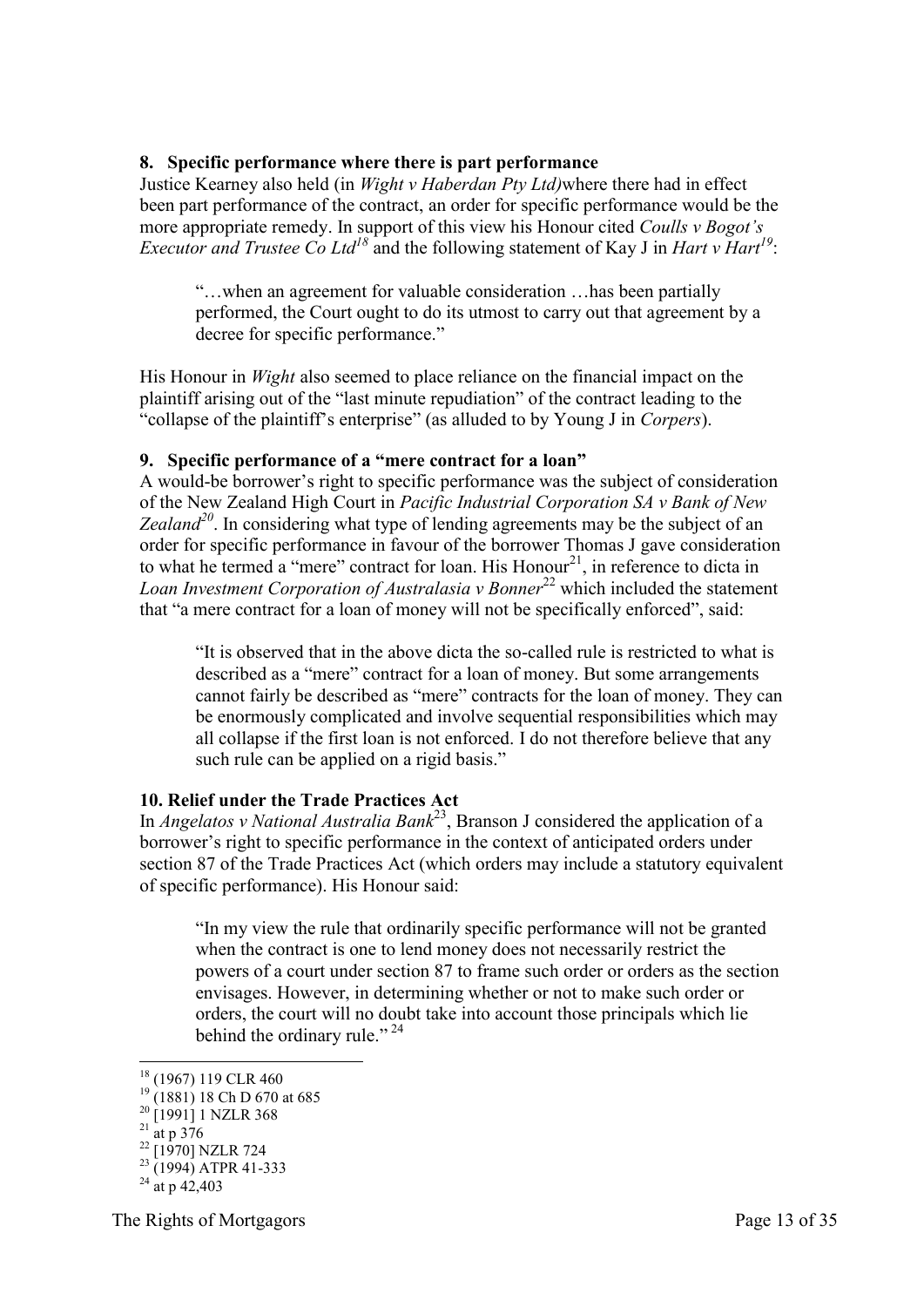## 8. Specific performance where there is part performance

Justice Kearney also held (in *Wight v Haberdan Pty Ltd)*where there had in effect been part performance of the contract, an order for specific performance would be the more appropriate remedy. In support of this view his Honour cited *Coulls v Bogot's Executor and Trustee Co Ltd*[18] and the following statement of Kay J in *Hart v Hart*[19]:

> "…when an agreement for valuable consideration …has been partially performed, the Court ought to do its utmost to carry out that agreement by a decree for specific performance."

His Honour in *Wight* also seemed to place reliance on the financial impact on the plaintiff arising out of the "last minute repudiation" of the contract leading to the "collapse of the plaintiff's enterprise" (as alluded to by Young J in *Corpers*).

## 9. Specific performance of a "mere contract for a loan"

A would-be borrower's right to specific performance was the subject of consideration of the New Zealand High Court in *Pacific Industrial Corporation SA v Bank of New Zealand*[20]. In considering what type of lending agreements may be the subject of an order for specific performance in favour of the borrower Thomas J gave consideration to what he termed a "mere" contract for loan. His Honour[21], in reference to dicta in *Loan Investment Corporation of Australasia v Bonner*[22] which included the statement that "a mere contract for a loan of money will not be specifically enforced", said:

> "It is observed that in the above dicta the so-called rule is restricted to what is described as a "mere" contract for a loan of money. But some arrangements cannot fairly be described as "mere" contracts for the loan of money. They can be enormously complicated and involve sequential responsibilities which may all collapse if the first loan is not enforced. I do not therefore believe that any such rule can be applied on a rigid basis."

## 10. Relief under the Trade Practices Act

In *Angelatos v National Australia Bank*[23], Branson J considered the application of a borrower's right to specific performance in the context of anticipated orders under section 87 of the Trade Practices Act (which orders may include a statutory equivalent of specific performance). His Honour said:

> "In my view the rule that ordinarily specific performance will not be granted when the contract is one to lend money does not necessarily restrict the powers of a court under section 87 to frame such order or orders as the section envisages. However, in determining whether or not to make such order or orders, the court will no doubt take into account those principals which lie behind the ordinary rule." [24]

---

[18] (1967) 119 CLR 460

[19] (1881) 18 Ch D 670 at 685

[20] [1991] 1 NZLR 368

[21] at p 376

[22] [1970] NZLR 724

[23] (1994) ATPR 41-333

[24] at p 42,403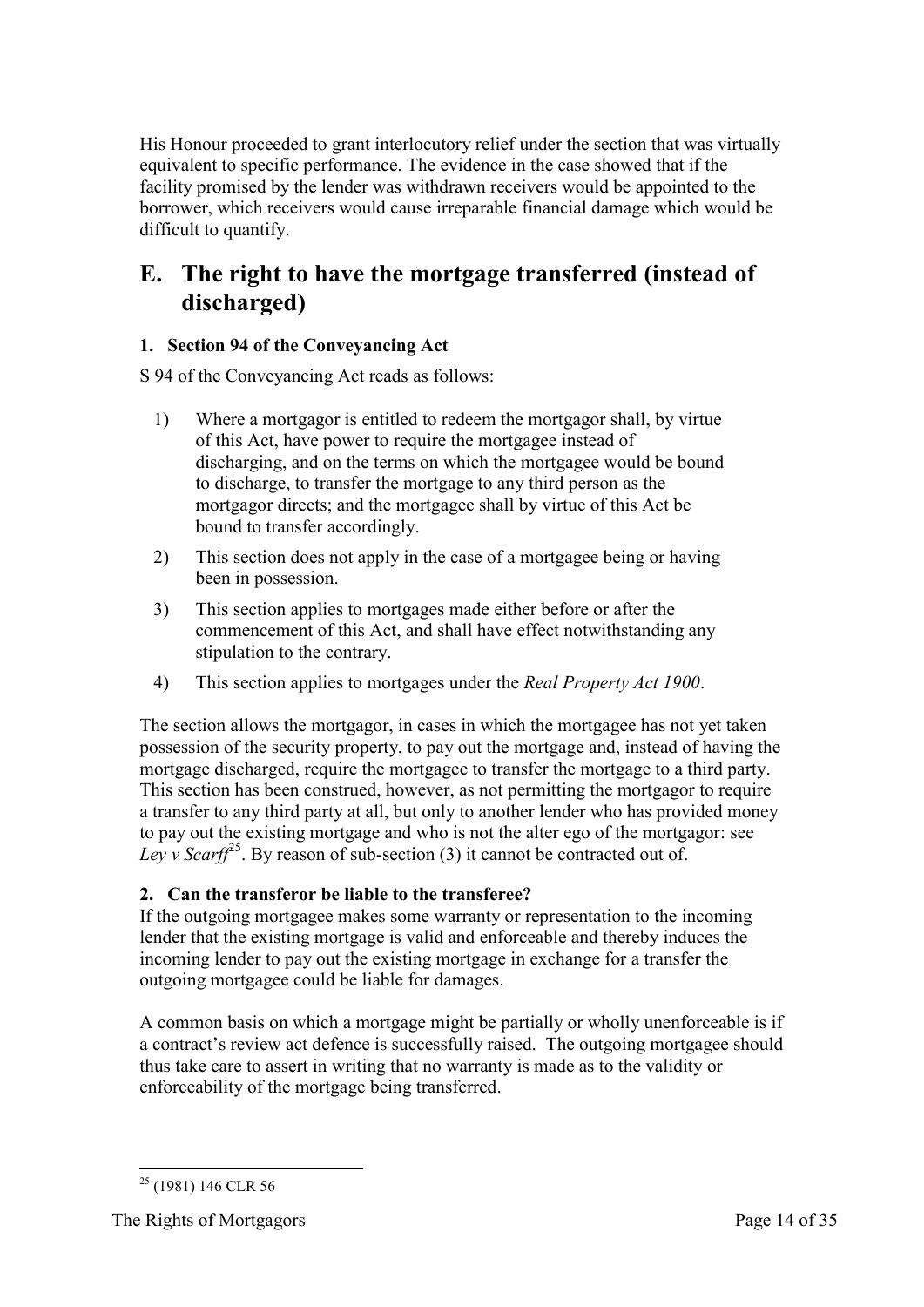His Honour proceeded to grant interlocutory relief under the section that was virtually equivalent to specific performance. The evidence in the case showed that if the facility promised by the lender was withdrawn receivers would be appointed to the borrower, which receivers would cause irreparable financial damage which would be difficult to quantify.

# E. The right to have the mortgage transferred (instead of discharged)

### 1. Section 94 of the Conveyancing Act

S 94 of the Conveyancing Act reads as follows:

1) Where a mortgagor is entitled to redeem the mortgagor shall, by virtue of this Act, have power to require the mortgagee instead of discharging, and on the terms on which the mortgagee would be bound to discharge, to transfer the mortgage to any third person as the mortgagor directs; and the mortgagee shall by virtue of this Act be bound to transfer accordingly.
2) This section does not apply in the case of a mortgagee being or having been in possession.
3) This section applies to mortgages made either before or after the commencement of this Act, and shall have effect notwithstanding any stipulation to the contrary.
4) This section applies to mortgages under the *Real Property Act 1900*.

The section allows the mortgagor, in cases in which the mortgagee has not yet taken possession of the security property, to pay out the mortgage and, instead of having the mortgage discharged, require the mortgagee to transfer the mortgage to a third party. This section has been construed, however, as not permitting the mortgagor to require a transfer to any third party at all, but only to another lender who has provided money to pay out the existing mortgage and who is not the alter ego of the mortgagor: see *Ley v Scarff*[25]. By reason of sub-section (3) it cannot be contracted out of.

### 2. Can the transferor be liable to the transferee?

If the outgoing mortgagee makes some warranty or representation to the incoming lender that the existing mortgage is valid and enforceable and thereby induces the incoming lender to pay out the existing mortgage in exchange for a transfer the outgoing mortgagee could be liable for damages.

A common basis on which a mortgage might be partially or wholly unenforceable is if a contract's review act defence is successfully raised. The outgoing mortgagee should thus take care to assert in writing that no warranty is made as to the validity or enforceability of the mortgage being transferred.

---

[25] (1981) 146 CLR 56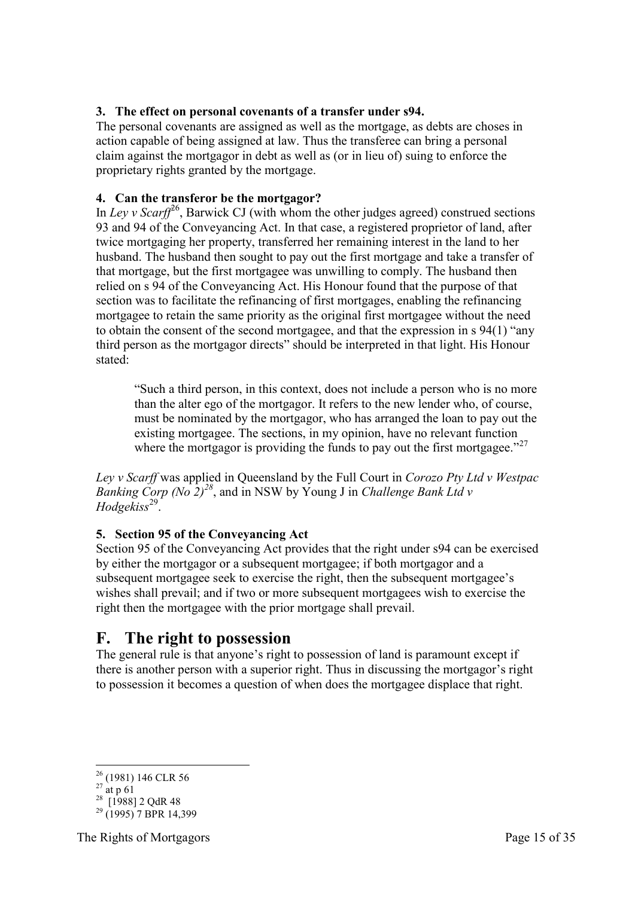### 3. The effect on personal covenants of a transfer under s94.

The personal covenants are assigned as well as the mortgage, as debts are choses in action capable of being assigned at law. Thus the transferee can bring a personal claim against the mortgagor in debt as well as (or in lieu of) suing to enforce the proprietary rights granted by the mortgage.

### 4. Can the transferor be the mortgagor?

In *Ley v Scarff*[26], Barwick CJ (with whom the other judges agreed) construed sections 93 and 94 of the Conveyancing Act. In that case, a registered proprietor of land, after twice mortgaging her property, transferred her remaining interest in the land to her husband. The husband then sought to pay out the first mortgage and take a transfer of that mortgage, but the first mortgagee was unwilling to comply. The husband then relied on s 94 of the Conveyancing Act. His Honour found that the purpose of that section was to facilitate the refinancing of first mortgages, enabling the refinancing mortgagee to retain the same priority as the original first mortgagee without the need to obtain the consent of the second mortgagee, and that the expression in s 94(1) "any third person as the mortgagor directs" should be interpreted in that light. His Honour stated:

> "Such a third person, in this context, does not include a person who is no more than the alter ego of the mortgagor. It refers to the new lender who, of course, must be nominated by the mortgagor, who has arranged the loan to pay out the existing mortgagee. The sections, in my opinion, have no relevant function where the mortgagor is providing the funds to pay out the first mortgagee."[27]

*Ley v Scarff* was applied in Queensland by the Full Court in *Corozo Pty Ltd v Westpac Banking Corp (No 2)*[28], and in NSW by Young J in *Challenge Bank Ltd v Hodgekiss*[29].

### 5. Section 95 of the Conveyancing Act

Section 95 of the Conveyancing Act provides that the right under s94 can be exercised by either the mortgagor or a subsequent mortgagee; if both mortgagor and a subsequent mortgagee seek to exercise the right, then the subsequent mortgagee's wishes shall prevail; and if two or more subsequent mortgagees wish to exercise the right then the mortgagee with the prior mortgage shall prevail.

## F. The right to possession

The general rule is that anyone's right to possession of land is paramount except if there is another person with a superior right. Thus in discussing the mortgagor's right to possession it becomes a question of when does the mortgagee displace that right.

---

[26] (1981) 146 CLR 56
[27] at p 61
[28] [1988] 2 QdR 48
[29] (1995) 7 BPR 14,399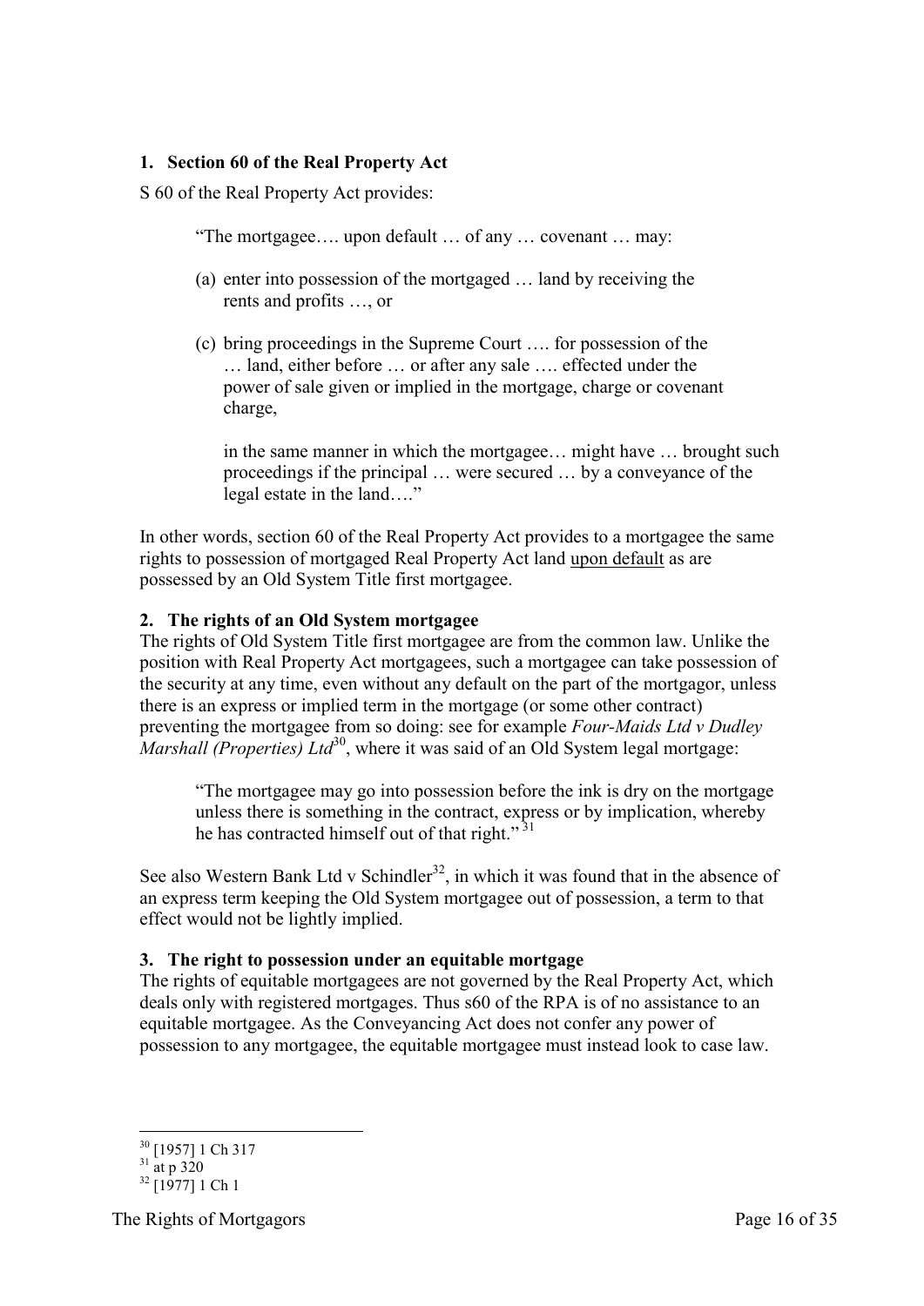## 1. Section 60 of the Real Property Act

S 60 of the Real Property Act provides:

> "The mortgagee…. upon default … of any … covenant … may:
>
> (a) enter into possession of the mortgaged … land by receiving the rents and profits …, or
>
> (c) bring proceedings in the Supreme Court …. for possession of the … land, either before … or after any sale …. effected under the power of sale given or implied in the mortgage, charge or covenant charge,
>
> in the same manner in which the mortgagee… might have … brought such proceedings if the principal … were secured … by a conveyance of the legal estate in the land…."

In other words, section 60 of the Real Property Act provides to a mortgagee the same rights to possession of mortgaged Real Property Act land <u>upon default</u> as are possessed by an Old System Title first mortgagee.

## 2. The rights of an Old System mortgagee

The rights of Old System Title first mortgagee are from the common law. Unlike the position with Real Property Act mortgagees, such a mortgagee can take possession of the security at any time, even without any default on the part of the mortgagor, unless there is an express or implied term in the mortgage (or some other contract) preventing the mortgagee from so doing: see for example *Four-Maids Ltd v Dudley Marshall (Properties) Ltd*[30], where it was said of an Old System legal mortgage:

> "The mortgagee may go into possession before the ink is dry on the mortgage unless there is something in the contract, express or by implication, whereby he has contracted himself out of that right." [31]

See also Western Bank Ltd v Schindler[32], in which it was found that in the absence of an express term keeping the Old System mortgagee out of possession, a term to that effect would not be lightly implied.

## 3. The right to possession under an equitable mortgage

The rights of equitable mortgagees are not governed by the Real Property Act, which deals only with registered mortgages. Thus s60 of the RPA is of no assistance to an equitable mortgagee. As the Conveyancing Act does not confer any power of possession to any mortgagee, the equitable mortgagee must instead look to case law.

---

[30] [1957] 1 Ch 317

[31] at p 320

[32] [1977] 1 Ch 1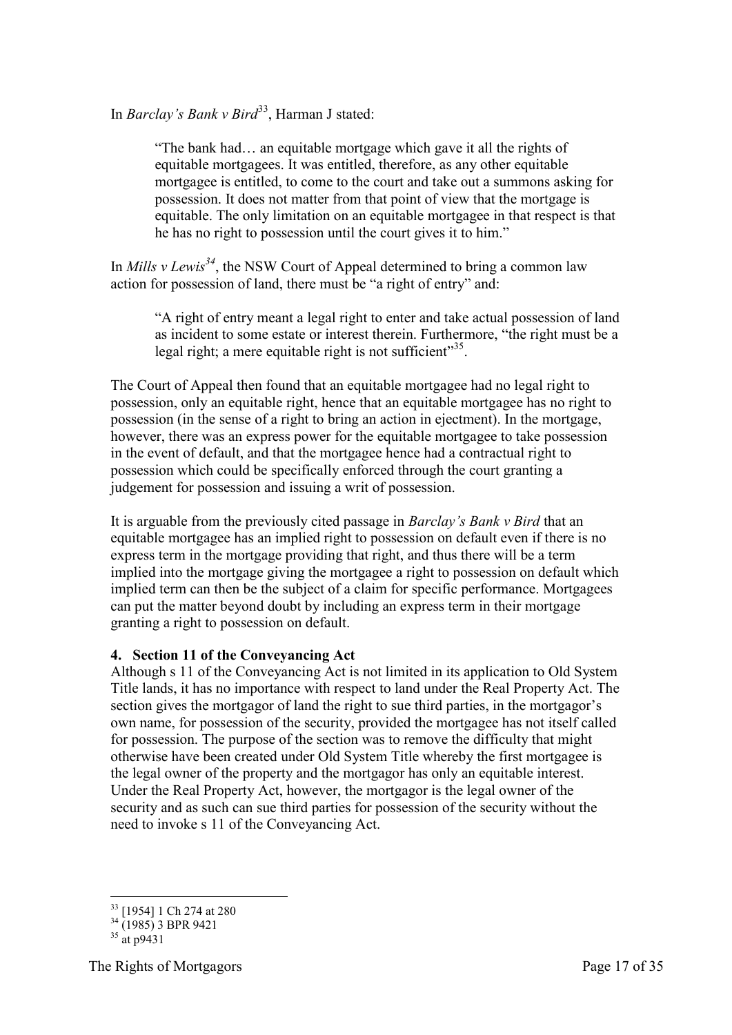In *Barclay's Bank v Bird*[33], Harman J stated:

> "The bank had… an equitable mortgage which gave it all the rights of equitable mortgagees. It was entitled, therefore, as any other equitable mortgagee is entitled, to come to the court and take out a summons asking for possession. It does not matter from that point of view that the mortgage is equitable. The only limitation on an equitable mortgagee in that respect is that he has no right to possession until the court gives it to him."

In *Mills v Lewis*[34], the NSW Court of Appeal determined to bring a common law action for possession of land, there must be "a right of entry" and:

> "A right of entry meant a legal right to enter and take actual possession of land as incident to some estate or interest therein. Furthermore, "the right must be a legal right; a mere equitable right is not sufficient"[35].

The Court of Appeal then found that an equitable mortgagee had no legal right to possession, only an equitable right, hence that an equitable mortgagee has no right to possession (in the sense of a right to bring an action in ejectment). In the mortgage, however, there was an express power for the equitable mortgagee to take possession in the event of default, and that the mortgagee hence had a contractual right to possession which could be specifically enforced through the court granting a judgement for possession and issuing a writ of possession.

It is arguable from the previously cited passage in *Barclay's Bank v Bird* that an equitable mortgagee has an implied right to possession on default even if there is no express term in the mortgage providing that right, and thus there will be a term implied into the mortgage giving the mortgagee a right to possession on default which implied term can then be the subject of a claim for specific performance. Mortgagees can put the matter beyond doubt by including an express term in their mortgage granting a right to possession on default.

### 4. Section 11 of the Conveyancing Act

Although s 11 of the Conveyancing Act is not limited in its application to Old System Title lands, it has no importance with respect to land under the Real Property Act. The section gives the mortgagor of land the right to sue third parties, in the mortgagor's own name, for possession of the security, provided the mortgagee has not itself called for possession. The purpose of the section was to remove the difficulty that might otherwise have been created under Old System Title whereby the first mortgagee is the legal owner of the property and the mortgagor has only an equitable interest. Under the Real Property Act, however, the mortgagor is the legal owner of the security and as such can sue third parties for possession of the security without the need to invoke s 11 of the Conveyancing Act.

---

[33] [1954] 1 Ch 274 at 280

[34] (1985) 3 BPR 9421

[35] at p9431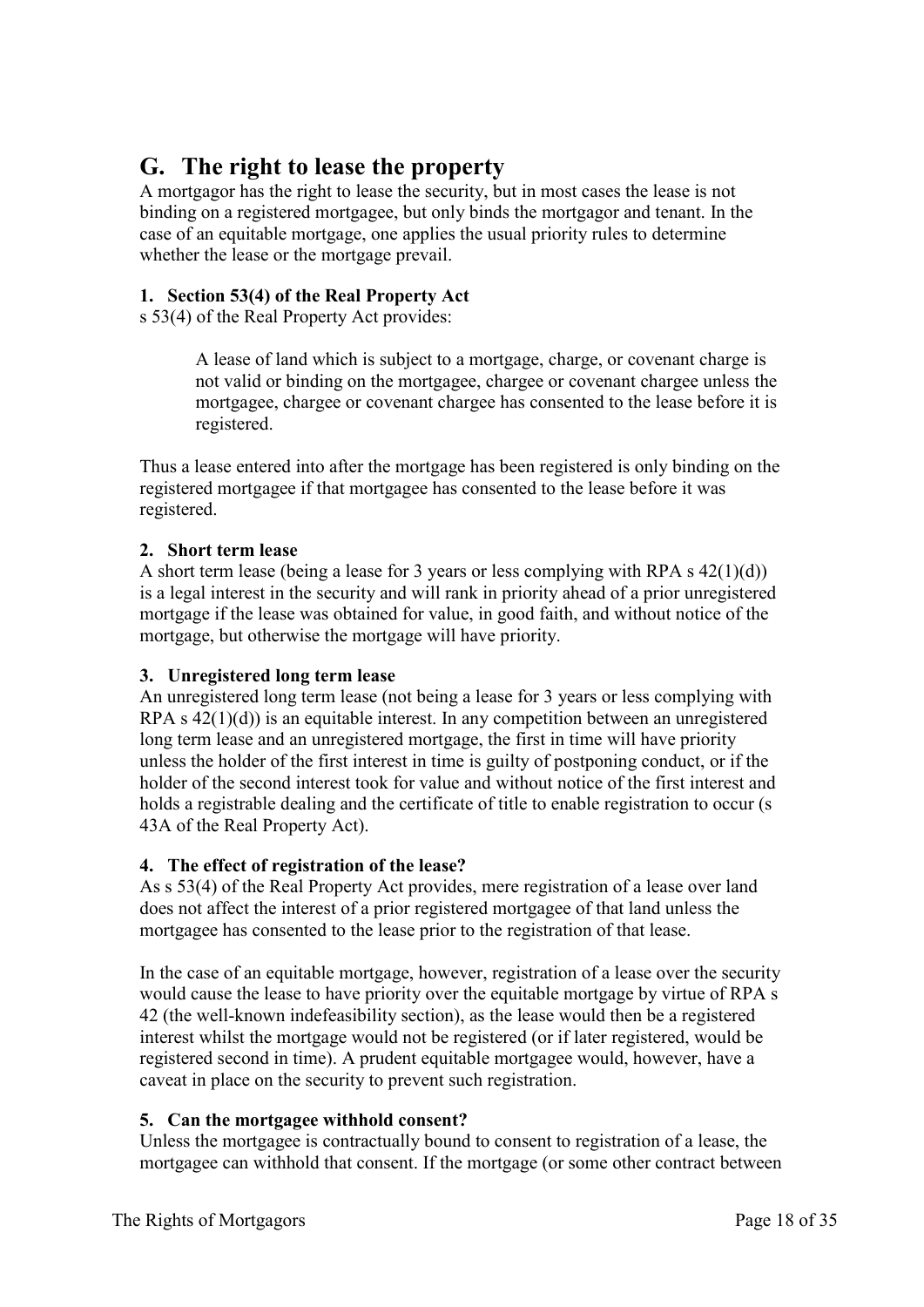## G. The right to lease the property

A mortgagor has the right to lease the security, but in most cases the lease is not binding on a registered mortgagee, but only binds the mortgagor and tenant. In the case of an equitable mortgage, one applies the usual priority rules to determine whether the lease or the mortgage prevail.

### 1. Section 53(4) of the Real Property Act

s 53(4) of the Real Property Act provides:

> A lease of land which is subject to a mortgage, charge, or covenant charge is not valid or binding on the mortgagee, chargee or covenant chargee unless the mortgagee, chargee or covenant chargee has consented to the lease before it is registered.

Thus a lease entered into after the mortgage has been registered is only binding on the registered mortgagee if that mortgagee has consented to the lease before it was registered.

### 2. Short term lease

A short term lease (being a lease for 3 years or less complying with RPA s 42(1)(d)) is a legal interest in the security and will rank in priority ahead of a prior unregistered mortgage if the lease was obtained for value, in good faith, and without notice of the mortgage, but otherwise the mortgage will have priority.

### 3. Unregistered long term lease

An unregistered long term lease (not being a lease for 3 years or less complying with RPA s 42(1)(d)) is an equitable interest. In any competition between an unregistered long term lease and an unregistered mortgage, the first in time will have priority unless the holder of the first interest in time is guilty of postponing conduct, or if the holder of the second interest took for value and without notice of the first interest and holds a registrable dealing and the certificate of title to enable registration to occur (s 43A of the Real Property Act).

### 4. The effect of registration of the lease?

As s 53(4) of the Real Property Act provides, mere registration of a lease over land does not affect the interest of a prior registered mortgagee of that land unless the mortgagee has consented to the lease prior to the registration of that lease.

In the case of an equitable mortgage, however, registration of a lease over the security would cause the lease to have priority over the equitable mortgage by virtue of RPA s 42 (the well-known indefeasibility section), as the lease would then be a registered interest whilst the mortgage would not be registered (or if later registered, would be registered second in time). A prudent equitable mortgagee would, however, have a caveat in place on the security to prevent such registration.

### 5. Can the mortgagee withhold consent?

Unless the mortgagee is contractually bound to consent to registration of a lease, the mortgagee can withhold that consent. If the mortgage (or some other contract between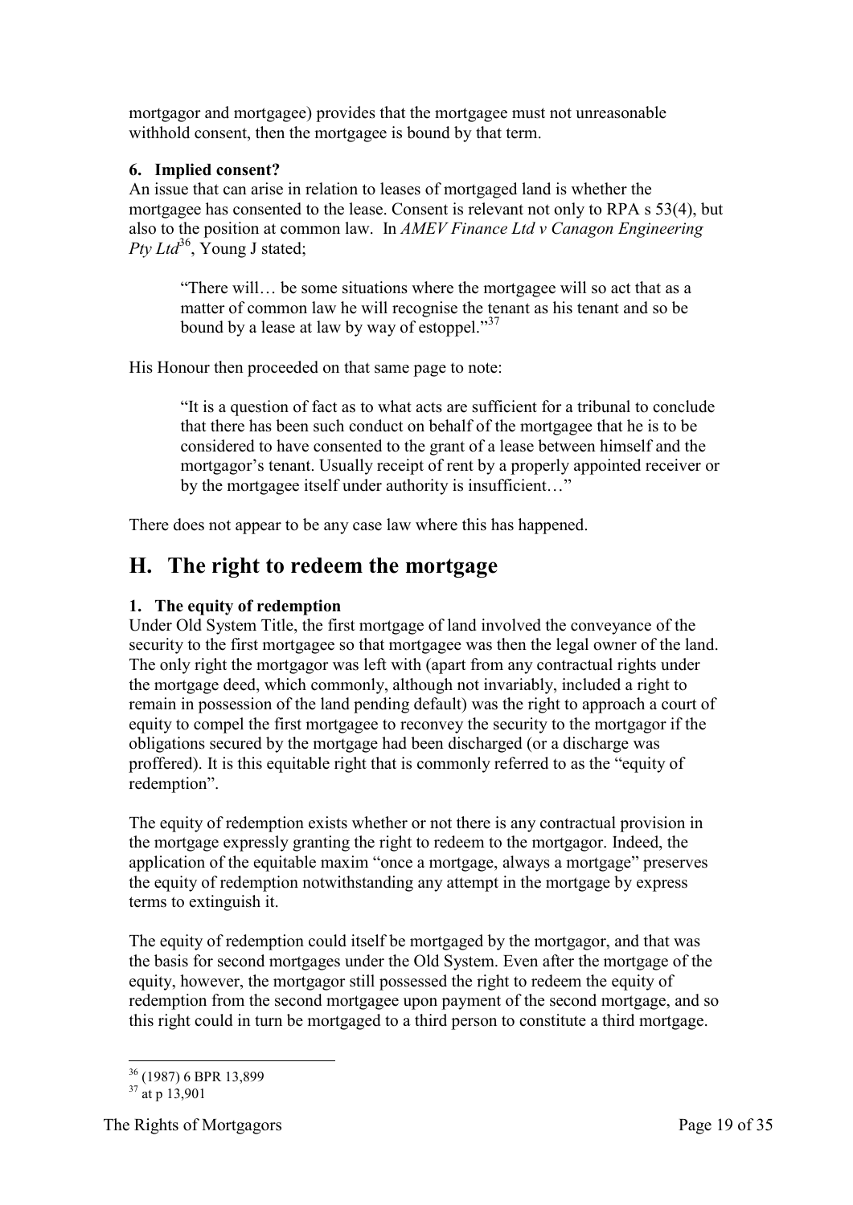mortgagor and mortgagee) provides that the mortgagee must not unreasonable withhold consent, then the mortgagee is bound by that term.

### 6. Implied consent?

An issue that can arise in relation to leases of mortgaged land is whether the mortgagee has consented to the lease. Consent is relevant not only to RPA s 53(4), but also to the position at common law. In *AMEV Finance Ltd v Canagon Engineering Pty Ltd*[36], Young J stated;

> "There will… be some situations where the mortgagee will so act that as a matter of common law he will recognise the tenant as his tenant and so be bound by a lease at law by way of estoppel."[37]

His Honour then proceeded on that same page to note:

> "It is a question of fact as to what acts are sufficient for a tribunal to conclude that there has been such conduct on behalf of the mortgagee that he is to be considered to have consented to the grant of a lease between himself and the mortgagor's tenant. Usually receipt of rent by a properly appointed receiver or by the mortgagee itself under authority is insufficient…"

There does not appear to be any case law where this has happened.

## H. The right to redeem the mortgage

### 1. The equity of redemption

Under Old System Title, the first mortgage of land involved the conveyance of the security to the first mortgagee so that mortgagee was then the legal owner of the land. The only right the mortgagor was left with (apart from any contractual rights under the mortgage deed, which commonly, although not invariably, included a right to remain in possession of the land pending default) was the right to approach a court of equity to compel the first mortgagee to reconvey the security to the mortgagor if the obligations secured by the mortgage had been discharged (or a discharge was proffered). It is this equitable right that is commonly referred to as the "equity of redemption".

The equity of redemption exists whether or not there is any contractual provision in the mortgage expressly granting the right to redeem to the mortgagor. Indeed, the application of the equitable maxim "once a mortgage, always a mortgage" preserves the equity of redemption notwithstanding any attempt in the mortgage by express terms to extinguish it.

The equity of redemption could itself be mortgaged by the mortgagor, and that was the basis for second mortgages under the Old System. Even after the mortgage of the equity, however, the mortgagor still possessed the right to redeem the equity of redemption from the second mortgagee upon payment of the second mortgage, and so this right could in turn be mortgaged to a third person to constitute a third mortgage.

---

[36] (1987) 6 BPR 13,899

[37] at p 13,901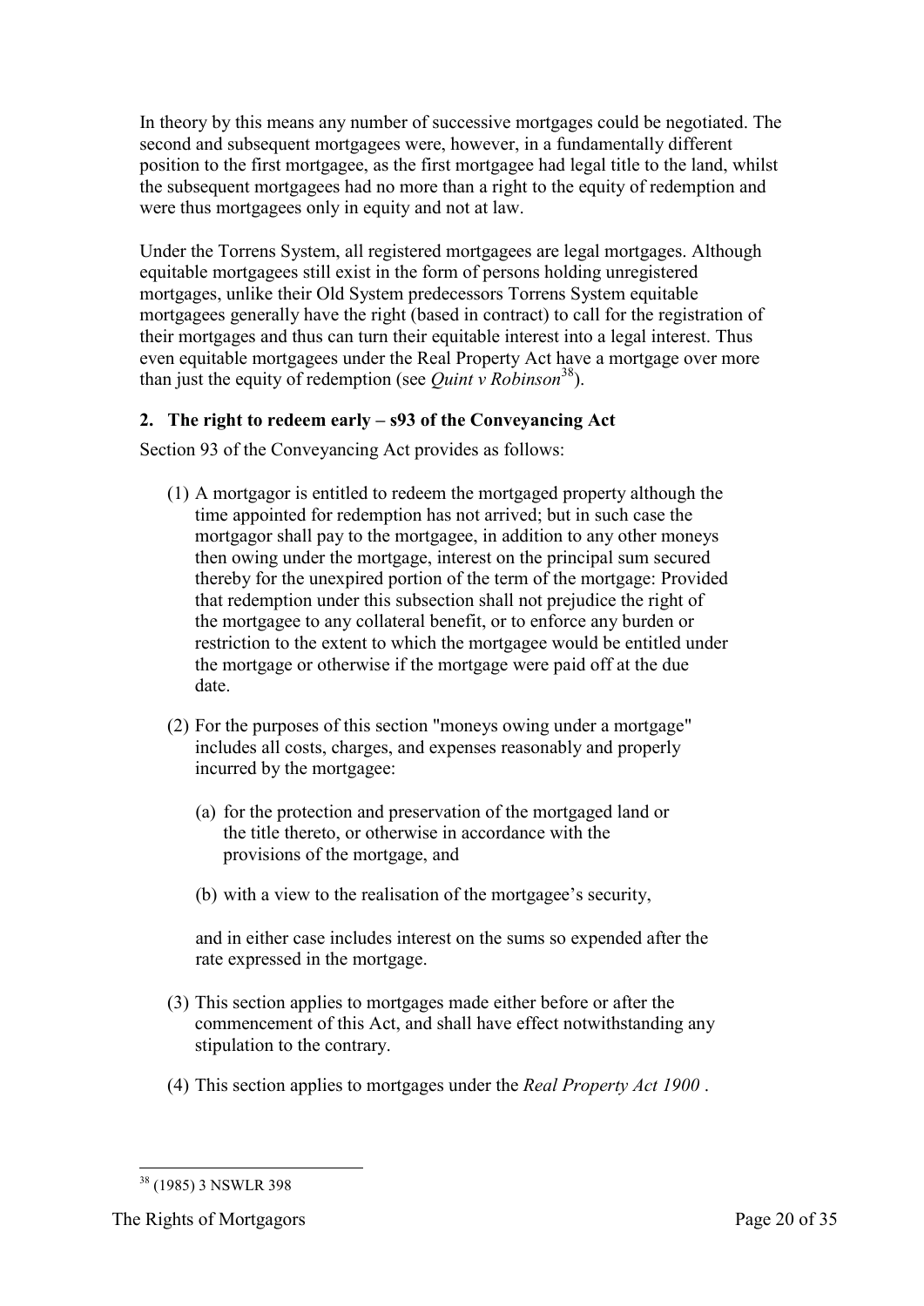In theory by this means any number of successive mortgages could be negotiated. The second and subsequent mortgagees were, however, in a fundamentally different position to the first mortgagee, as the first mortgagee had legal title to the land, whilst the subsequent mortgagees had no more than a right to the equity of redemption and were thus mortgagees only in equity and not at law.

Under the Torrens System, all registered mortgagees are legal mortgages. Although equitable mortgagees still exist in the form of persons holding unregistered mortgages, unlike their Old System predecessors Torrens System equitable mortgagees generally have the right (based in contract) to call for the registration of their mortgages and thus can turn their equitable interest into a legal interest. Thus even equitable mortgagees under the Real Property Act have a mortgage over more than just the equity of redemption (see *Quint v Robinson*[38]).

## 2. The right to redeem early – s93 of the Conveyancing Act

Section 93 of the Conveyancing Act provides as follows:

(1) A mortgagor is entitled to redeem the mortgaged property although the time appointed for redemption has not arrived; but in such case the mortgagor shall pay to the mortgagee, in addition to any other moneys then owing under the mortgage, interest on the principal sum secured thereby for the unexpired portion of the term of the mortgage: Provided that redemption under this subsection shall not prejudice the right of the mortgagee to any collateral benefit, or to enforce any burden or restriction to the extent to which the mortgagee would be entitled under the mortgage or otherwise if the mortgage were paid off at the due date.

(2) For the purposes of this section "moneys owing under a mortgage" includes all costs, charges, and expenses reasonably and properly incurred by the mortgagee:

(a) for the protection and preservation of the mortgaged land or the title thereto, or otherwise in accordance with the provisions of the mortgage, and

(b) with a view to the realisation of the mortgagee's security,

and in either case includes interest on the sums so expended after the rate expressed in the mortgage.

(3) This section applies to mortgages made either before or after the commencement of this Act, and shall have effect notwithstanding any stipulation to the contrary.

(4) This section applies to mortgages under the *Real Property Act 1900* .

---

[38] (1985) 3 NSWLR 398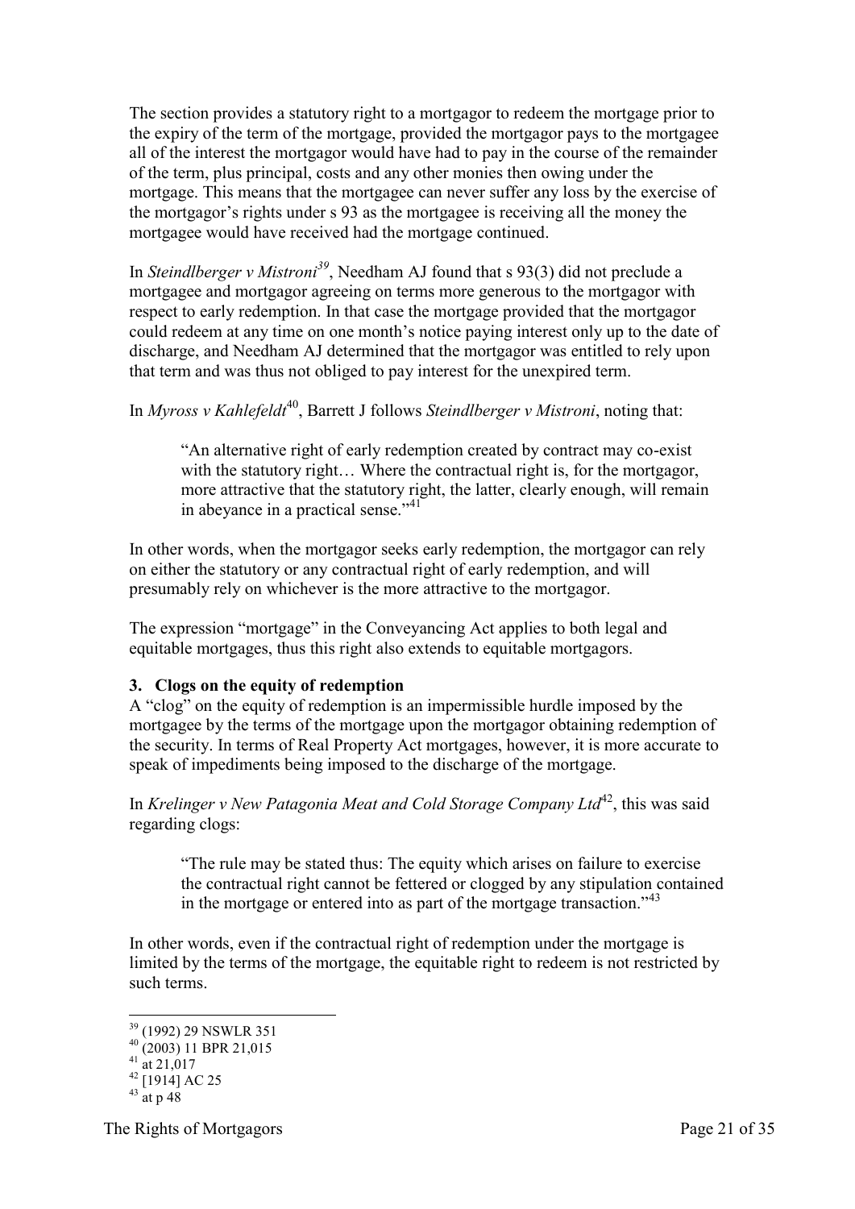The section provides a statutory right to a mortgagor to redeem the mortgage prior to the expiry of the term of the mortgage, provided the mortgagor pays to the mortgagee all of the interest the mortgagor would have had to pay in the course of the remainder of the term, plus principal, costs and any other monies then owing under the mortgage. This means that the mortgagee can never suffer any loss by the exercise of the mortgagor's rights under s 93 as the mortgagee is receiving all the money the mortgagee would have received had the mortgage continued.

In *Steindlberger v Mistroni*[39], Needham AJ found that s 93(3) did not preclude a mortgagee and mortgagor agreeing on terms more generous to the mortgagor with respect to early redemption. In that case the mortgage provided that the mortgagor could redeem at any time on one month's notice paying interest only up to the date of discharge, and Needham AJ determined that the mortgagor was entitled to rely upon that term and was thus not obliged to pay interest for the unexpired term.

In *Myross v Kahlefeldt*[40], Barrett J follows *Steindlberger v Mistroni*, noting that:

> "An alternative right of early redemption created by contract may co-exist with the statutory right… Where the contractual right is, for the mortgagor, more attractive that the statutory right, the latter, clearly enough, will remain in abeyance in a practical sense."[41]

In other words, when the mortgagor seeks early redemption, the mortgagor can rely on either the statutory or any contractual right of early redemption, and will presumably rely on whichever is the more attractive to the mortgagor.

The expression "mortgage" in the Conveyancing Act applies to both legal and equitable mortgages, thus this right also extends to equitable mortgagors.

### 3. Clogs on the equity of redemption

A "clog" on the equity of redemption is an impermissible hurdle imposed by the mortgagee by the terms of the mortgage upon the mortgagor obtaining redemption of the security. In terms of Real Property Act mortgages, however, it is more accurate to speak of impediments being imposed to the discharge of the mortgage.

In *Krelinger v New Patagonia Meat and Cold Storage Company Ltd*[42], this was said regarding clogs:

> "The rule may be stated thus: The equity which arises on failure to exercise the contractual right cannot be fettered or clogged by any stipulation contained in the mortgage or entered into as part of the mortgage transaction."[43]

In other words, even if the contractual right of redemption under the mortgage is limited by the terms of the mortgage, the equitable right to redeem is not restricted by such terms.

---

[39] (1992) 29 NSWLR 351
[40] (2003) 11 BPR 21,015
[41] at 21,017
[42] [1914] AC 25
[43] at p 48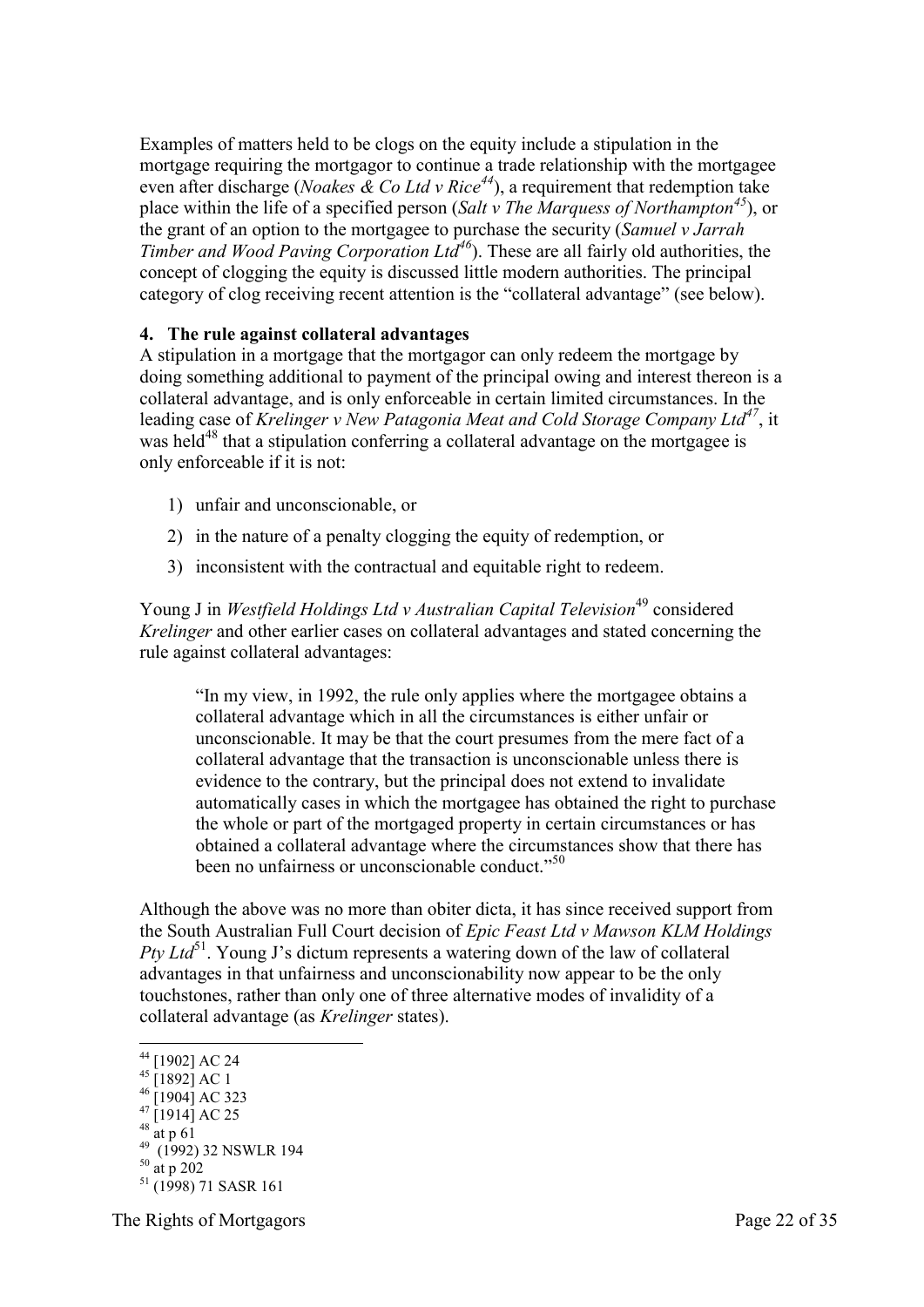Examples of matters held to be clogs on the equity include a stipulation in the mortgage requiring the mortgagor to continue a trade relationship with the mortgagee even after discharge (*Noakes & Co Ltd v Rice*[44]), a requirement that redemption take place within the life of a specified person (*Salt v The Marquess of Northampton*[45]), or the grant of an option to the mortgagee to purchase the security (*Samuel v Jarrah Timber and Wood Paving Corporation Ltd*[46]). These are all fairly old authorities, the concept of clogging the equity is discussed little modern authorities. The principal category of clog receiving recent attention is the "collateral advantage" (see below).

**4. The rule against collateral advantages**

A stipulation in a mortgage that the mortgagor can only redeem the mortgage by doing something additional to payment of the principal owing and interest thereon is a collateral advantage, and is only enforceable in certain limited circumstances. In the leading case of *Krelinger v New Patagonia Meat and Cold Storage Company Ltd*[47], it was held[48] that a stipulation conferring a collateral advantage on the mortgagee is only enforceable if it is not:

1) unfair and unconscionable, or
2) in the nature of a penalty clogging the equity of redemption, or
3) inconsistent with the contractual and equitable right to redeem.

Young J in *Westfield Holdings Ltd v Australian Capital Television*[49] considered *Krelinger* and other earlier cases on collateral advantages and stated concerning the rule against collateral advantages:

> "In my view, in 1992, the rule only applies where the mortgagee obtains a collateral advantage which in all the circumstances is either unfair or unconscionable. It may be that the court presumes from the mere fact of a collateral advantage that the transaction is unconscionable unless there is evidence to the contrary, but the principal does not extend to invalidate automatically cases in which the mortgagee has obtained the right to purchase the whole or part of the mortgaged property in certain circumstances or has obtained a collateral advantage where the circumstances show that there has been no unfairness or unconscionable conduct."[50]

Although the above was no more than obiter dicta, it has since received support from the South Australian Full Court decision of *Epic Feast Ltd v Mawson KLM Holdings Pty Ltd*[51]. Young J's dictum represents a watering down of the law of collateral advantages in that unfairness and unconscionability now appear to be the only touchstones, rather than only one of three alternative modes of invalidity of a collateral advantage (as *Krelinger* states).

---

[44] [1902] AC 24
[45] [1892] AC 1
[46] [1904] AC 323
[47] [1914] AC 25
[48] at p 61
[49] (1992) 32 NSWLR 194
[50] at p 202
[51] (1998) 71 SASR 161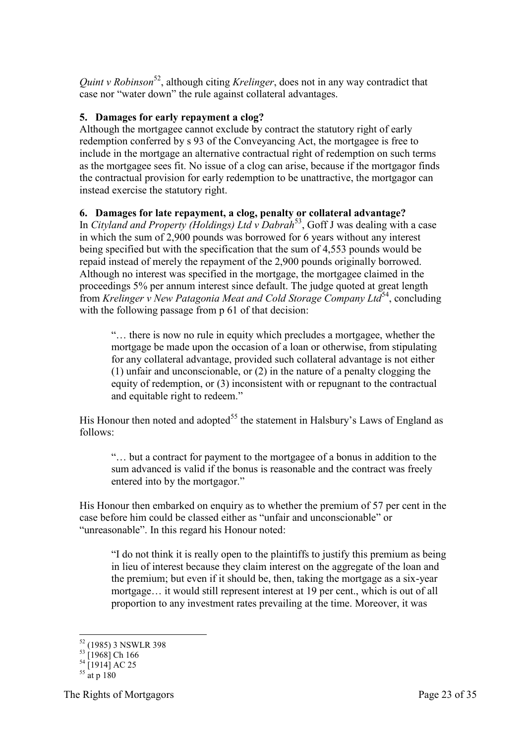*Quint v Robinson*[52], although citing *Krelinger*, does not in any way contradict that case nor "water down" the rule against collateral advantages.

### 5. Damages for early repayment a clog?

Although the mortgagee cannot exclude by contract the statutory right of early redemption conferred by s 93 of the Conveyancing Act, the mortgagee is free to include in the mortgage an alternative contractual right of redemption on such terms as the mortgagee sees fit. No issue of a clog can arise, because if the mortgagor finds the contractual provision for early redemption to be unattractive, the mortgagor can instead exercise the statutory right.

### 6. Damages for late repayment, a clog, penalty or collateral advantage?

In *Cityland and Property (Holdings) Ltd v Dabrah*[53], Goff J was dealing with a case in which the sum of 2,900 pounds was borrowed for 6 years without any interest being specified but with the specification that the sum of 4,553 pounds would be repaid instead of merely the repayment of the 2,900 pounds originally borrowed. Although no interest was specified in the mortgage, the mortgagee claimed in the proceedings 5% per annum interest since default. The judge quoted at great length from *Krelinger v New Patagonia Meat and Cold Storage Company Ltd*[54], concluding with the following passage from p 61 of that decision:

> "… there is now no rule in equity which precludes a mortgagee, whether the mortgage be made upon the occasion of a loan or otherwise, from stipulating for any collateral advantage, provided such collateral advantage is not either (1) unfair and unconscionable, or (2) in the nature of a penalty clogging the equity of redemption, or (3) inconsistent with or repugnant to the contractual and equitable right to redeem."

His Honour then noted and adopted[55] the statement in Halsbury's Laws of England as follows:

> "… but a contract for payment to the mortgagee of a bonus in addition to the sum advanced is valid if the bonus is reasonable and the contract was freely entered into by the mortgagor."

His Honour then embarked on enquiry as to whether the premium of 57 per cent in the case before him could be classed either as "unfair and unconscionable" or "unreasonable". In this regard his Honour noted:

> "I do not think it is really open to the plaintiffs to justify this premium as being in lieu of interest because they claim interest on the aggregate of the loan and the premium; but even if it should be, then, taking the mortgage as a six-year mortgage… it would still represent interest at 19 per cent., which is out of all proportion to any investment rates prevailing at the time. Moreover, it was

---

[52] (1985) 3 NSWLR 398
[53] [1968] Ch 166
[54] [1914] AC 25
[55] at p 180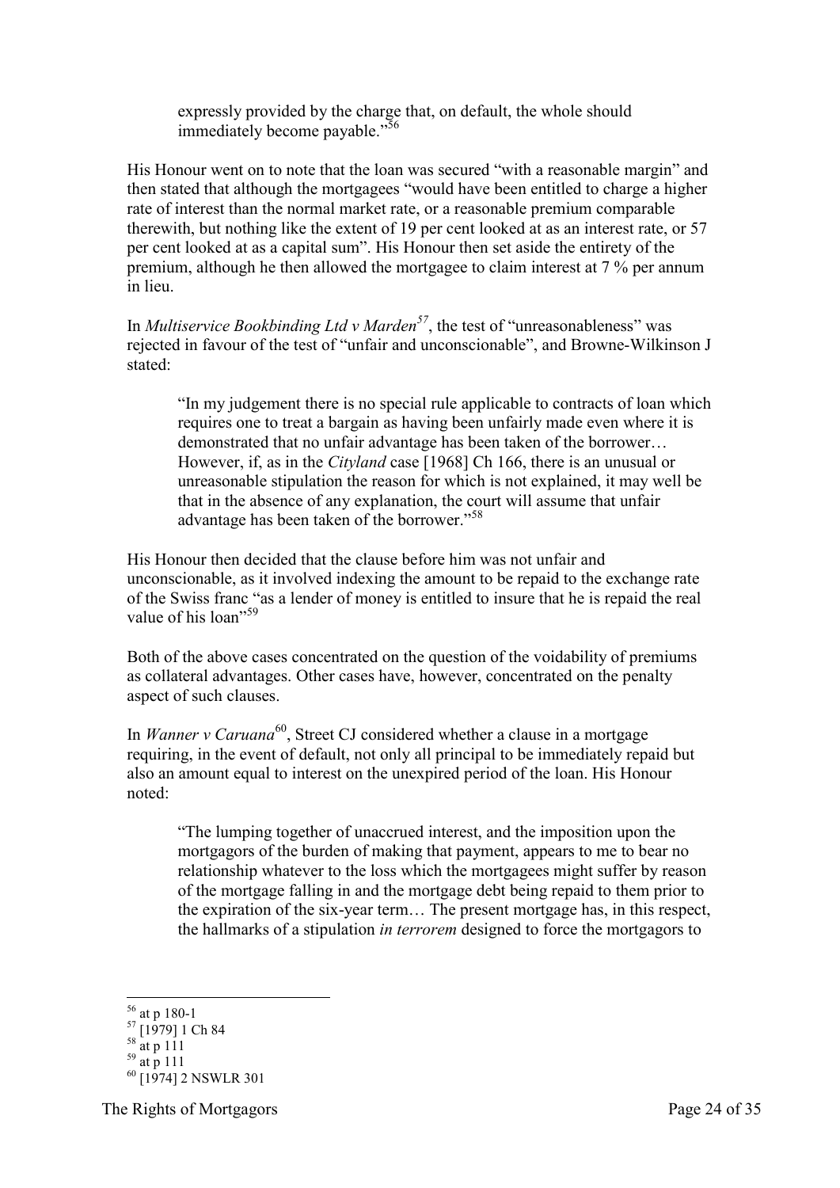> expressly provided by the charge that, on default, the whole should immediately become payable."[56]

His Honour went on to note that the loan was secured "with a reasonable margin" and then stated that although the mortgagees "would have been entitled to charge a higher rate of interest than the normal market rate, or a reasonable premium comparable therewith, but nothing like the extent of 19 per cent looked at as an interest rate, or 57 per cent looked at as a capital sum". His Honour then set aside the entirety of the premium, although he then allowed the mortgagee to claim interest at 7 % per annum in lieu.

In *Multiservice Bookbinding Ltd v Marden*[57], the test of "unreasonableness" was rejected in favour of the test of "unfair and unconscionable", and Browne-Wilkinson J stated:

> "In my judgement there is no special rule applicable to contracts of loan which requires one to treat a bargain as having been unfairly made even where it is demonstrated that no unfair advantage has been taken of the borrower… However, if, as in the *Cityland* case [1968] Ch 166, there is an unusual or unreasonable stipulation the reason for which is not explained, it may well be that in the absence of any explanation, the court will assume that unfair advantage has been taken of the borrower."[58]

His Honour then decided that the clause before him was not unfair and unconscionable, as it involved indexing the amount to be repaid to the exchange rate of the Swiss franc "as a lender of money is entitled to insure that he is repaid the real value of his loan"[59]

Both of the above cases concentrated on the question of the voidability of premiums as collateral advantages. Other cases have, however, concentrated on the penalty aspect of such clauses.

In *Wanner v Caruana*[60], Street CJ considered whether a clause in a mortgage requiring, in the event of default, not only all principal to be immediately repaid but also an amount equal to interest on the unexpired period of the loan. His Honour noted:

> "The lumping together of unaccrued interest, and the imposition upon the mortgagors of the burden of making that payment, appears to me to bear no relationship whatever to the loss which the mortgagees might suffer by reason of the mortgage falling in and the mortgage debt being repaid to them prior to the expiration of the six-year term… The present mortgage has, in this respect, the hallmarks of a stipulation *in terrorem* designed to force the mortgagors to

---

[56] at p 180-1

[57] [1979] 1 Ch 84

[58] at p 111

[59] at p 111

[60] [1974] 2 NSWLR 301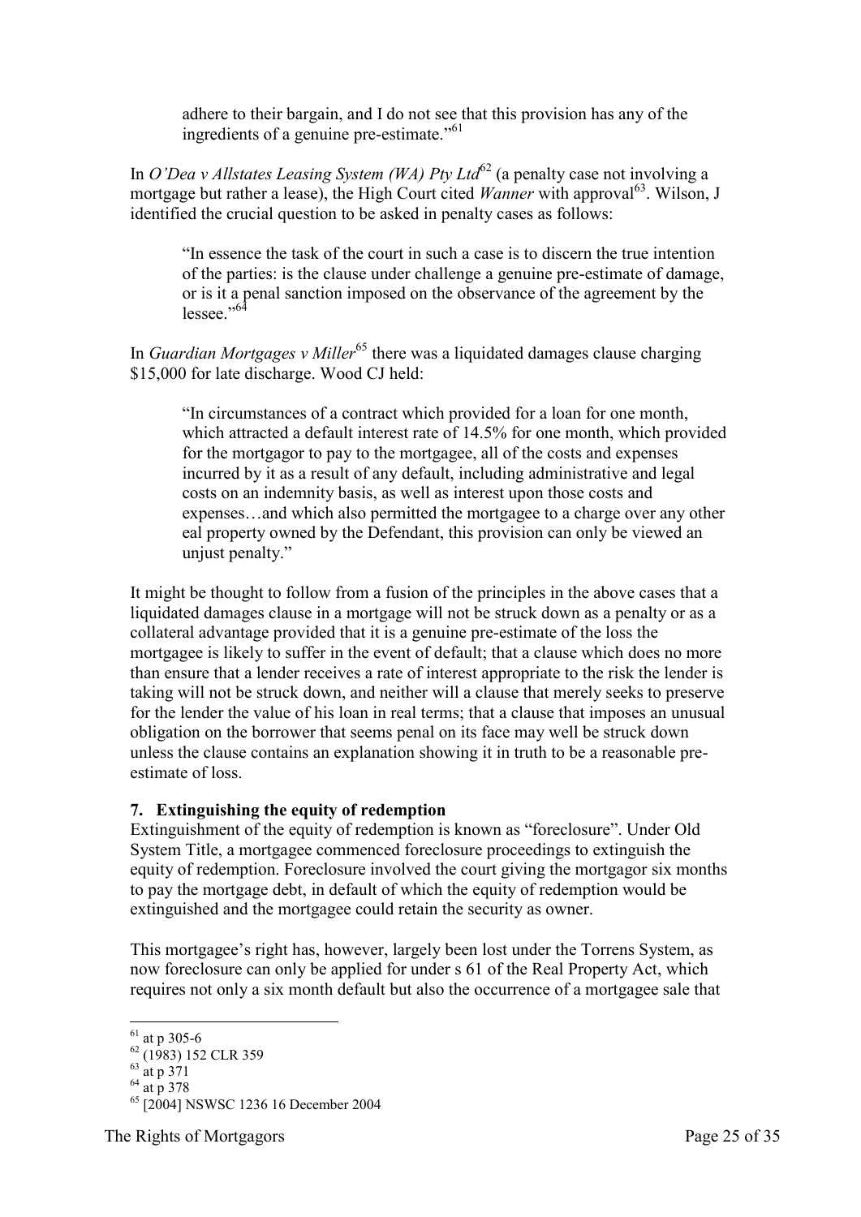> adhere to their bargain, and I do not see that this provision has any of the ingredients of a genuine pre-estimate."[61]

In *O'Dea v Allstates Leasing System (WA) Pty Ltd*[62] (a penalty case not involving a mortgage but rather a lease), the High Court cited *Wanner* with approval[63]. Wilson, J identified the crucial question to be asked in penalty cases as follows:

> "In essence the task of the court in such a case is to discern the true intention of the parties: is the clause under challenge a genuine pre-estimate of damage, or is it a penal sanction imposed on the observance of the agreement by the lessee."[64]

In *Guardian Mortgages v Miller*[65] there was a liquidated damages clause charging $15,000 for late discharge. Wood CJ held:

> "In circumstances of a contract which provided for a loan for one month, which attracted a default interest rate of 14.5% for one month, which provided for the mortgagor to pay to the mortgagee, all of the costs and expenses incurred by it as a result of any default, including administrative and legal costs on an indemnity basis, as well as interest upon those costs and expenses…and which also permitted the mortgagee to a charge over any other eal property owned by the Defendant, this provision can only be viewed an unjust penalty."

It might be thought to follow from a fusion of the principles in the above cases that a liquidated damages clause in a mortgage will not be struck down as a penalty or as a collateral advantage provided that it is a genuine pre-estimate of the loss the mortgagee is likely to suffer in the event of default; that a clause which does no more than ensure that a lender receives a rate of interest appropriate to the risk the lender is taking will not be struck down, and neither will a clause that merely seeks to preserve for the lender the value of his loan in real terms; that a clause that imposes an unusual obligation on the borrower that seems penal on its face may well be struck down unless the clause contains an explanation showing it in truth to be a reasonable pre-estimate of loss.

## 7. Extinguishing the equity of redemption

Extinguishment of the equity of redemption is known as "foreclosure". Under Old System Title, a mortgagee commenced foreclosure proceedings to extinguish the equity of redemption. Foreclosure involved the court giving the mortgagor six months to pay the mortgage debt, in default of which the equity of redemption would be extinguished and the mortgagee could retain the security as owner.

This mortgagee's right has, however, largely been lost under the Torrens System, as now foreclosure can only be applied for under s 61 of the Real Property Act, which requires not only a six month default but also the occurrence of a mortgagee sale that

---

[61] at p 305-6
[62] (1983) 152 CLR 359
[63] at p 371
[64] at p 378
[65] [2004] NSWSC 1236 16 December 2004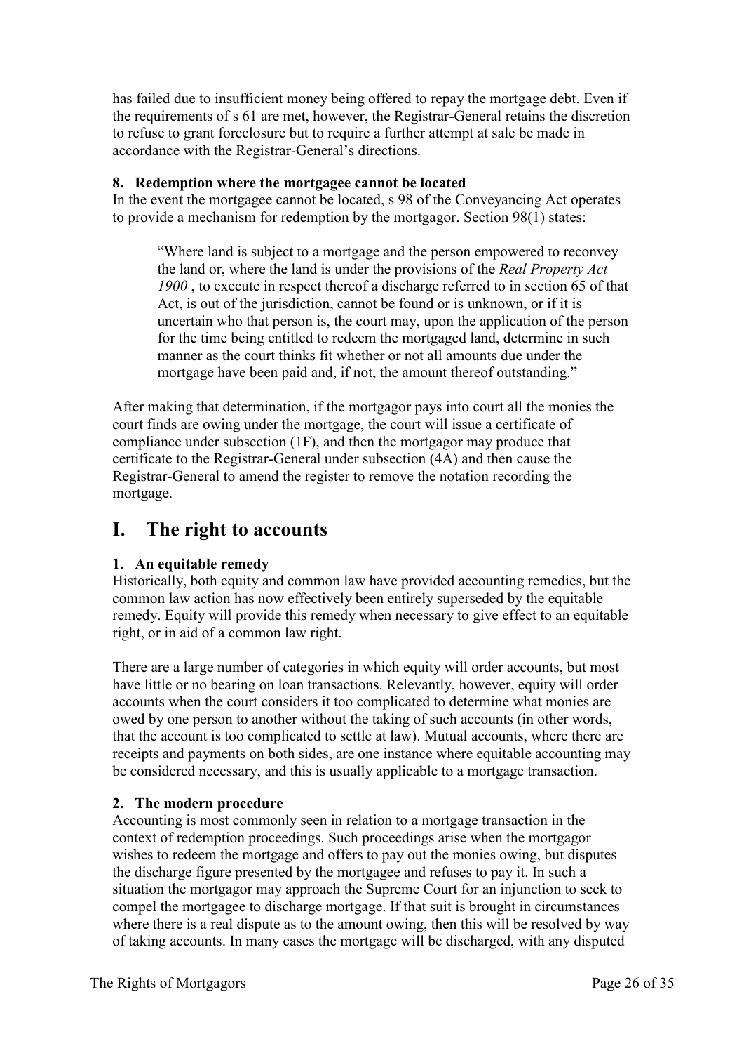has failed due to insufficient money being offered to repay the mortgage debt. Even if the requirements of s 61 are met, however, the Registrar-General retains the discretion to refuse to grant foreclosure but to require a further attempt at sale be made in accordance with the Registrar-General's directions.

### 8. Redemption where the mortgagee cannot be located

In the event the mortgagee cannot be located, s 98 of the Conveyancing Act operates to provide a mechanism for redemption by the mortgagor. Section 98(1) states:

> "Where land is subject to a mortgage and the person empowered to reconvey the land or, where the land is under the provisions of the *Real Property Act 1900* , to execute in respect thereof a discharge referred to in section 65 of that Act, is out of the jurisdiction, cannot be found or is unknown, or if it is uncertain who that person is, the court may, upon the application of the person for the time being entitled to redeem the mortgaged land, determine in such manner as the court thinks fit whether or not all amounts due under the mortgage have been paid and, if not, the amount thereof outstanding."

After making that determination, if the mortgagor pays into court all the monies the court finds are owing under the mortgage, the court will issue a certificate of compliance under subsection (1F), and then the mortgagor may produce that certificate to the Registrar-General under subsection (4A) and then cause the Registrar-General to amend the register to remove the notation recording the mortgage.

## I. The right to accounts

### 1. An equitable remedy

Historically, both equity and common law have provided accounting remedies, but the common law action has now effectively been entirely superseded by the equitable remedy. Equity will provide this remedy when necessary to give effect to an equitable right, or in aid of a common law right.

There are a large number of categories in which equity will order accounts, but most have little or no bearing on loan transactions. Relevantly, however, equity will order accounts when the court considers it too complicated to determine what monies are owed by one person to another without the taking of such accounts (in other words, that the account is too complicated to settle at law). Mutual accounts, where there are receipts and payments on both sides, are one instance where equitable accounting may be considered necessary, and this is usually applicable to a mortgage transaction.

### 2. The modern procedure

Accounting is most commonly seen in relation to a mortgage transaction in the context of redemption proceedings. Such proceedings arise when the mortgagor wishes to redeem the mortgage and offers to pay out the monies owing, but disputes the discharge figure presented by the mortgagee and refuses to pay it. In such a situation the mortgagor may approach the Supreme Court for an injunction to seek to compel the mortgagee to discharge mortgage. If that suit is brought in circumstances where there is a real dispute as to the amount owing, then this will be resolved by way of taking accounts. In many cases the mortgage will be discharged, with any disputed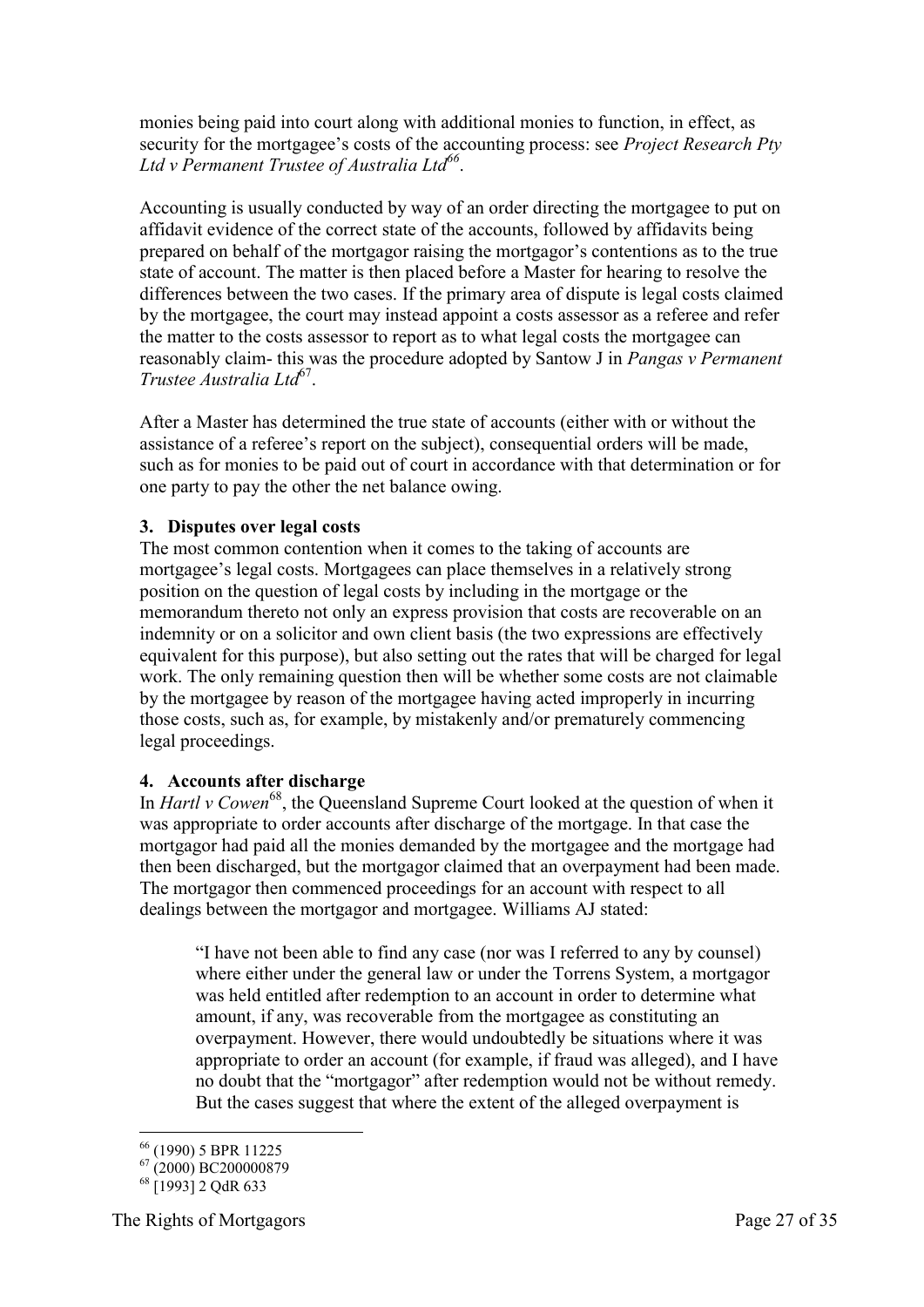monies being paid into court along with additional monies to function, in effect, as security for the mortgagee's costs of the accounting process: see *Project Research Pty Ltd v Permanent Trustee of Australia Ltd*[66].

Accounting is usually conducted by way of an order directing the mortgagee to put on affidavit evidence of the correct state of the accounts, followed by affidavits being prepared on behalf of the mortgagor raising the mortgagor's contentions as to the true state of account. The matter is then placed before a Master for hearing to resolve the differences between the two cases. If the primary area of dispute is legal costs claimed by the mortgagee, the court may instead appoint a costs assessor as a referee and refer the matter to the costs assessor to report as to what legal costs the mortgagee can reasonably claim- this was the procedure adopted by Santow J in *Pangas v Permanent Trustee Australia Ltd*[67].

After a Master has determined the true state of accounts (either with or without the assistance of a referee's report on the subject), consequential orders will be made, such as for monies to be paid out of court in accordance with that determination or for one party to pay the other the net balance owing.

### 3. Disputes over legal costs

The most common contention when it comes to the taking of accounts are mortgagee's legal costs. Mortgagees can place themselves in a relatively strong position on the question of legal costs by including in the mortgage or the memorandum thereto not only an express provision that costs are recoverable on an indemnity or on a solicitor and own client basis (the two expressions are effectively equivalent for this purpose), but also setting out the rates that will be charged for legal work. The only remaining question then will be whether some costs are not claimable by the mortgagee by reason of the mortgagee having acted improperly in incurring those costs, such as, for example, by mistakenly and/or prematurely commencing legal proceedings.

### 4. Accounts after discharge

In *Hartl v Cowen*[68], the Queensland Supreme Court looked at the question of when it was appropriate to order accounts after discharge of the mortgage. In that case the mortgagor had paid all the monies demanded by the mortgagee and the mortgage had then been discharged, but the mortgagor claimed that an overpayment had been made. The mortgagor then commenced proceedings for an account with respect to all dealings between the mortgagor and mortgagee. Williams AJ stated:

> "I have not been able to find any case (nor was I referred to any by counsel) where either under the general law or under the Torrens System, a mortgagor was held entitled after redemption to an account in order to determine what amount, if any, was recoverable from the mortgagee as constituting an overpayment. However, there would undoubtedly be situations where it was appropriate to order an account (for example, if fraud was alleged), and I have no doubt that the "mortgagor" after redemption would not be without remedy. But the cases suggest that where the extent of the alleged overpayment is

---

[66] (1990) 5 BPR 11225

[67] (2000) BC200000879

[68] [1993] 2 QdR 633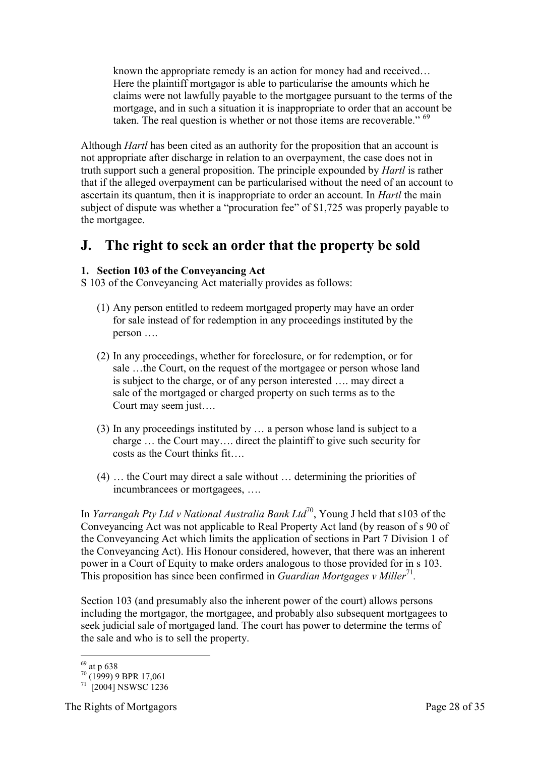> known the appropriate remedy is an action for money had and received… Here the plaintiff mortgagor is able to particularise the amounts which he claims were not lawfully payable to the mortgagee pursuant to the terms of the mortgage, and in such a situation it is inappropriate to order that an account be taken. The real question is whether or not those items are recoverable."[69]

Although *Hartl* has been cited as an authority for the proposition that an account is not appropriate after discharge in relation to an overpayment, the case does not in truth support such a general proposition. The principle expounded by *Hartl* is rather that if the alleged overpayment can be particularised without the need of an account to ascertain its quantum, then it is inappropriate to order an account. In *Hartl* the main subject of dispute was whether a "procuration fee" of $1,725 was properly payable to the mortgagee.

## J. The right to seek an order that the property be sold

**1. Section 103 of the Conveyancing Act**

S 103 of the Conveyancing Act materially provides as follows:

> (1) Any person entitled to redeem mortgaged property may have an order for sale instead of for redemption in any proceedings instituted by the person ….
>
> (2) In any proceedings, whether for foreclosure, or for redemption, or for sale …the Court, on the request of the mortgagee or person whose land is subject to the charge, or of any person interested …. may direct a sale of the mortgaged or charged property on such terms as to the Court may seem just….
>
> (3) In any proceedings instituted by … a person whose land is subject to a charge … the Court may…. direct the plaintiff to give such security for costs as the Court thinks fit….
>
> (4) … the Court may direct a sale without … determining the priorities of incumbrancees or mortgagees, ….

In *Yarrangah Pty Ltd v National Australia Bank Ltd*[70], Young J held that s103 of the Conveyancing Act was not applicable to Real Property Act land (by reason of s 90 of the Conveyancing Act which limits the application of sections in Part 7 Division 1 of the Conveyancing Act). His Honour considered, however, that there was an inherent power in a Court of Equity to make orders analogous to those provided for in s 103. This proposition has since been confirmed in *Guardian Mortgages v Miller*[71].

Section 103 (and presumably also the inherent power of the court) allows persons including the mortgagor, the mortgagee, and probably also subsequent mortgagees to seek judicial sale of mortgaged land. The court has power to determine the terms of the sale and who is to sell the property.

---

[69] at p 638

[70] (1999) 9 BPR 17,061

[71] [2004] NSWSC 1236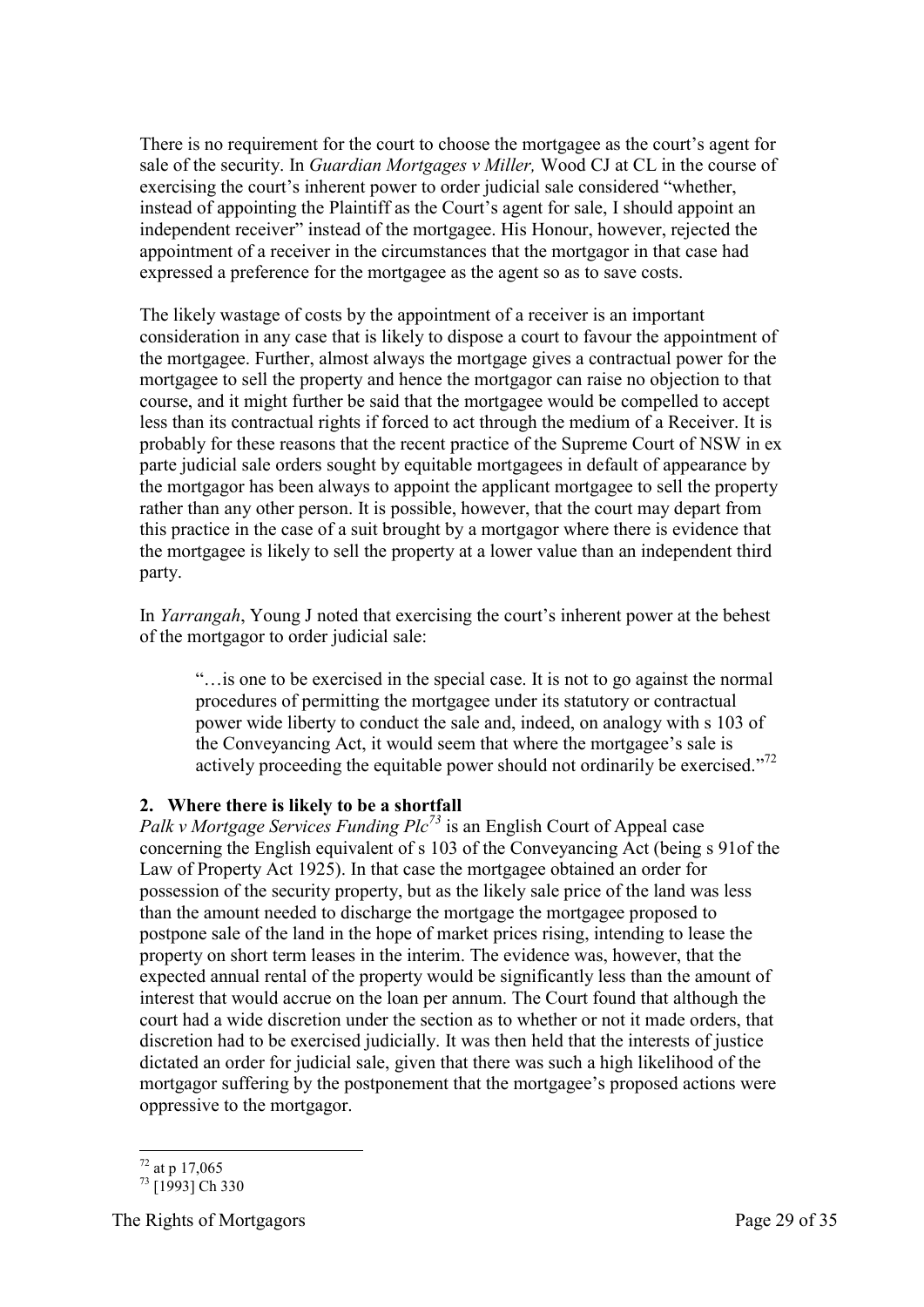There is no requirement for the court to choose the mortgagee as the court's agent for sale of the security. In *Guardian Mortgages v Miller,* Wood CJ at CL in the course of exercising the court's inherent power to order judicial sale considered "whether, instead of appointing the Plaintiff as the Court's agent for sale, I should appoint an independent receiver" instead of the mortgagee. His Honour, however, rejected the appointment of a receiver in the circumstances that the mortgagor in that case had expressed a preference for the mortgagee as the agent so as to save costs.

The likely wastage of costs by the appointment of a receiver is an important consideration in any case that is likely to dispose a court to favour the appointment of the mortgagee. Further, almost always the mortgage gives a contractual power for the mortgagee to sell the property and hence the mortgagor can raise no objection to that course, and it might further be said that the mortgagee would be compelled to accept less than its contractual rights if forced to act through the medium of a Receiver. It is probably for these reasons that the recent practice of the Supreme Court of NSW in ex parte judicial sale orders sought by equitable mortgagees in default of appearance by the mortgagor has been always to appoint the applicant mortgagee to sell the property rather than any other person. It is possible, however, that the court may depart from this practice in the case of a suit brought by a mortgagor where there is evidence that the mortgagee is likely to sell the property at a lower value than an independent third party.

In *Yarrangah*, Young J noted that exercising the court's inherent power at the behest of the mortgagor to order judicial sale:

> "…is one to be exercised in the special case. It is not to go against the normal procedures of permitting the mortgagee under its statutory or contractual power wide liberty to conduct the sale and, indeed, on analogy with s 103 of the Conveyancing Act, it would seem that where the mortgagee's sale is actively proceeding the equitable power should not ordinarily be exercised."[72]

## 2. Where there is likely to be a shortfall

*Palk v Mortgage Services Funding Plc*[73] is an English Court of Appeal case concerning the English equivalent of s 103 of the Conveyancing Act (being s 91of the Law of Property Act 1925). In that case the mortgagee obtained an order for possession of the security property, but as the likely sale price of the land was less than the amount needed to discharge the mortgage the mortgagee proposed to postpone sale of the land in the hope of market prices rising, intending to lease the property on short term leases in the interim. The evidence was, however, that the expected annual rental of the property would be significantly less than the amount of interest that would accrue on the loan per annum. The Court found that although the court had a wide discretion under the section as to whether or not it made orders, that discretion had to be exercised judicially. It was then held that the interests of justice dictated an order for judicial sale, given that there was such a high likelihood of the mortgagor suffering by the postponement that the mortgagee's proposed actions were oppressive to the mortgagor.

---

[72] at p 17,065

[73] [1993] Ch 330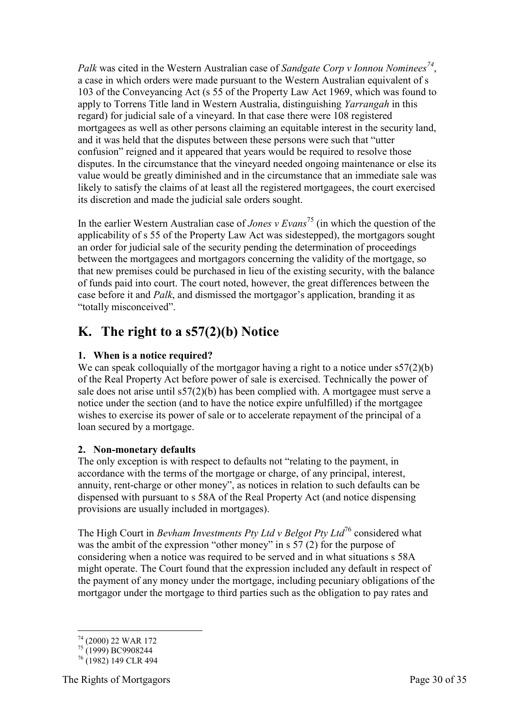*Palk* was cited in the Western Australian case of *Sandgate Corp v Ionnou Nominees*[74], a case in which orders were made pursuant to the Western Australian equivalent of s 103 of the Conveyancing Act (s 55 of the Property Law Act 1969, which was found to apply to Torrens Title land in Western Australia, distinguishing *Yarrangah* in this regard) for judicial sale of a vineyard. In that case there were 108 registered mortgagees as well as other persons claiming an equitable interest in the security land, and it was held that the disputes between these persons were such that "utter confusion" reigned and it appeared that years would be required to resolve those disputes. In the circumstance that the vineyard needed ongoing maintenance or else its value would be greatly diminished and in the circumstance that an immediate sale was likely to satisfy the claims of at least all the registered mortgagees, the court exercised its discretion and made the judicial sale orders sought.

In the earlier Western Australian case of *Jones v Evans*[75] (in which the question of the applicability of s 55 of the Property Law Act was sidestepped), the mortgagors sought an order for judicial sale of the security pending the determination of proceedings between the mortgagees and mortgagors concerning the validity of the mortgage, so that new premises could be purchased in lieu of the existing security, with the balance of funds paid into court. The court noted, however, the great differences between the case before it and *Palk*, and dismissed the mortgagor's application, branding it as "totally misconceived".

## K. The right to a s57(2)(b) Notice

### 1. When is a notice required?

We can speak colloquially of the mortgagor having a right to a notice under s57(2)(b) of the Real Property Act before power of sale is exercised. Technically the power of sale does not arise until s57(2)(b) has been complied with. A mortgagee must serve a notice under the section (and to have the notice expire unfulfilled) if the mortgagee wishes to exercise its power of sale or to accelerate repayment of the principal of a loan secured by a mortgage.

### 2. Non-monetary defaults

The only exception is with respect to defaults not "relating to the payment, in accordance with the terms of the mortgage or charge, of any principal, interest, annuity, rent-charge or other money", as notices in relation to such defaults can be dispensed with pursuant to s 58A of the Real Property Act (and notice dispensing provisions are usually included in mortgages).

The High Court in *Bevham Investments Pty Ltd v Belgot Pty Ltd*[76] considered what was the ambit of the expression "other money" in s 57 (2) for the purpose of considering when a notice was required to be served and in what situations s 58A might operate. The Court found that the expression included any default in respect of the payment of any money under the mortgage, including pecuniary obligations of the mortgagor under the mortgage to third parties such as the obligation to pay rates and

---

[74] (2000) 22 WAR 172

[75] (1999) BC9908244

[76] (1982) 149 CLR 494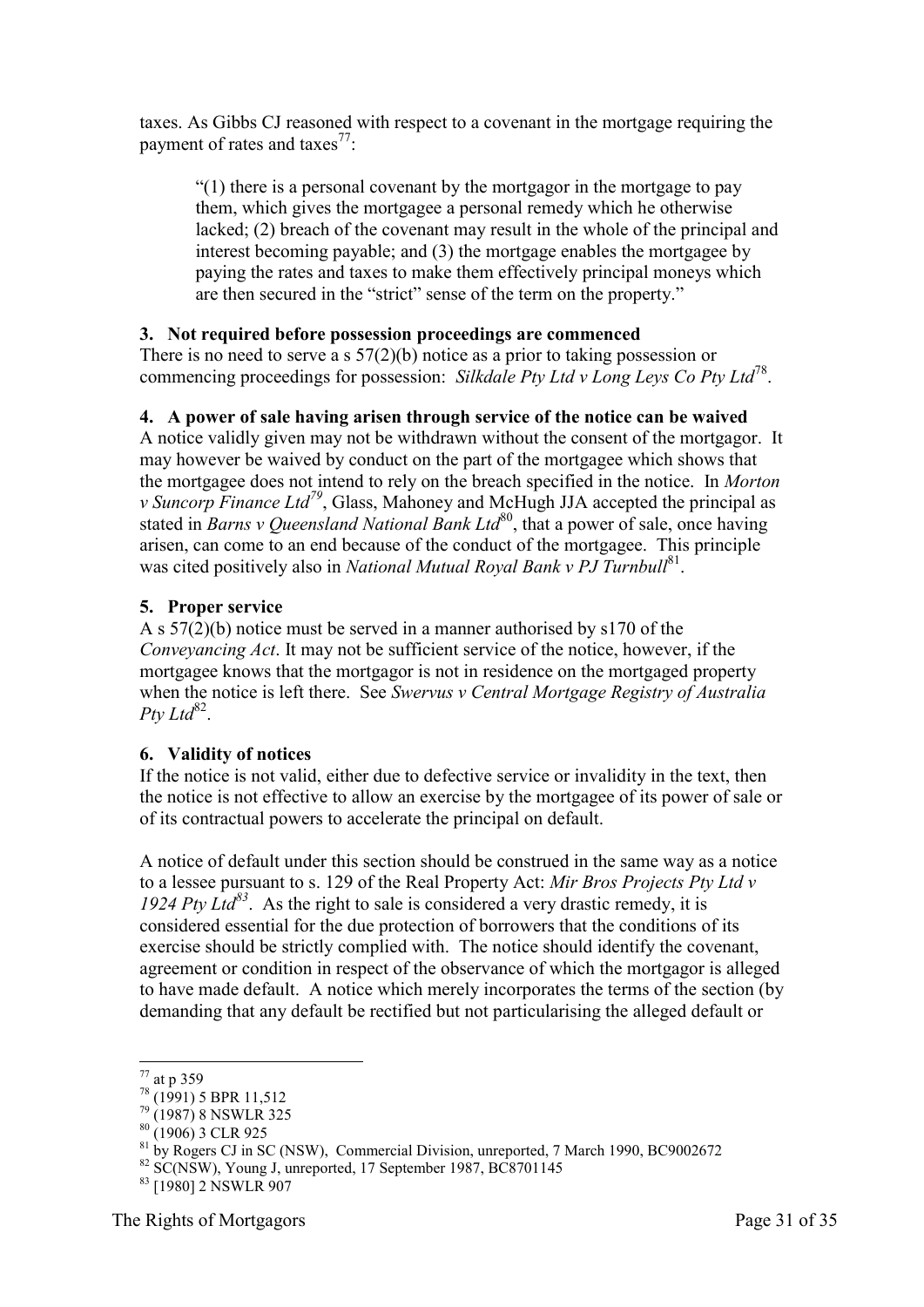taxes. As Gibbs CJ reasoned with respect to a covenant in the mortgage requiring the payment of rates and taxes[77]:

> "(1) there is a personal covenant by the mortgagor in the mortgage to pay them, which gives the mortgagee a personal remedy which he otherwise lacked; (2) breach of the covenant may result in the whole of the principal and interest becoming payable; and (3) the mortgage enables the mortgagee by paying the rates and taxes to make them effectively principal moneys which are then secured in the "strict" sense of the term on the property."

### 3. Not required before possession proceedings are commenced

There is no need to serve a s 57(2)(b) notice as a prior to taking possession or commencing proceedings for possession: *Silkdale Pty Ltd v Long Leys Co Pty Ltd*[78].

### 4. A power of sale having arisen through service of the notice can be waived

A notice validly given may not be withdrawn without the consent of the mortgagor. It may however be waived by conduct on the part of the mortgagee which shows that the mortgagee does not intend to rely on the breach specified in the notice. In *Morton v Suncorp Finance Ltd*[79], Glass, Mahoney and McHugh JJA accepted the principal as stated in *Barns v Queensland National Bank Ltd*[80], that a power of sale, once having arisen, can come to an end because of the conduct of the mortgagee. This principle was cited positively also in *National Mutual Royal Bank v PJ Turnbull*[81].

### 5. Proper service

A s 57(2)(b) notice must be served in a manner authorised by s170 of the *Conveyancing Act*. It may not be sufficient service of the notice, however, if the mortgagee knows that the mortgagor is not in residence on the mortgaged property when the notice is left there. See *Swervus v Central Mortgage Registry of Australia Pty Ltd*[82].

### 6. Validity of notices

If the notice is not valid, either due to defective service or invalidity in the text, then the notice is not effective to allow an exercise by the mortgagee of its power of sale or of its contractual powers to accelerate the principal on default.

A notice of default under this section should be construed in the same way as a notice to a lessee pursuant to s. 129 of the Real Property Act: *Mir Bros Projects Pty Ltd v 1924 Pty Ltd*[83]. As the right to sale is considered a very drastic remedy, it is considered essential for the due protection of borrowers that the conditions of its exercise should be strictly complied with. The notice should identify the covenant, agreement or condition in respect of the observance of which the mortgagor is alleged to have made default. A notice which merely incorporates the terms of the section (by demanding that any default be rectified but not particularising the alleged default or

---

[77] at p 359
[78] (1991) 5 BPR 11,512
[79] (1987) 8 NSWLR 325
[80] (1906) 3 CLR 925
[81] by Rogers CJ in SC (NSW), Commercial Division, unreported, 7 March 1990, BC9002672
[82] SC(NSW), Young J, unreported, 17 September 1987, BC8701145
[83] [1980] 2 NSWLR 907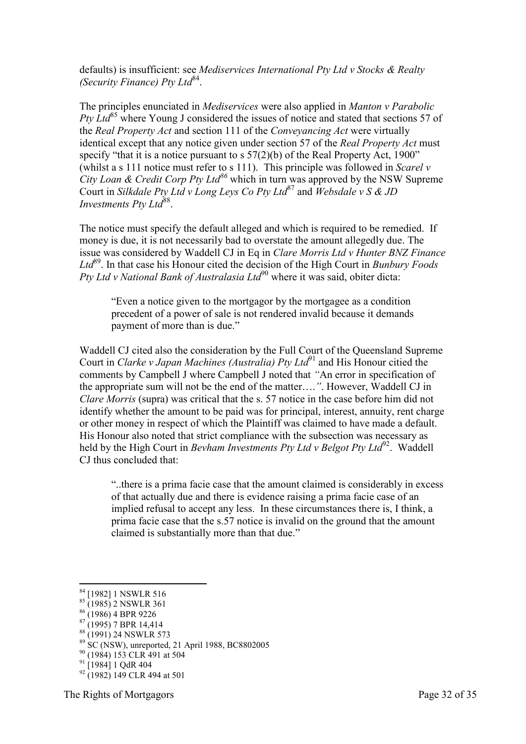defaults) is insufficient: see *Mediservices International Pty Ltd v Stocks & Realty (Security Finance) Pty Ltd*[84].

The principles enunciated in *Mediservices* were also applied in *Manton v Parabolic Pty Ltd*[85] where Young J considered the issues of notice and stated that sections 57 of the *Real Property Act* and section 111 of the *Conveyancing Act* were virtually identical except that any notice given under section 57 of the *Real Property Act* must specify "that it is a notice pursuant to s 57(2)(b) of the Real Property Act, 1900" (whilst a s 111 notice must refer to s 111). This principle was followed in *Scarel v City Loan & Credit Corp Pty Ltd*[86] which in turn was approved by the NSW Supreme Court in *Silkdale Pty Ltd v Long Leys Co Pty Ltd*[87] and *Websdale v S & JD Investments Pty Ltd*[88].

The notice must specify the default alleged and which is required to be remedied. If money is due, it is not necessarily bad to overstate the amount allegedly due. The issue was considered by Waddell CJ in Eq in *Clare Morris Ltd v Hunter BNZ Finance Ltd*[89]. In that case his Honour cited the decision of the High Court in *Bunbury Foods Pty Ltd v National Bank of Australasia Ltd*[90] where it was said, obiter dicta:

> "Even a notice given to the mortgagor by the mortgagee as a condition precedent of a power of sale is not rendered invalid because it demands payment of more than is due."

Waddell CJ cited also the consideration by the Full Court of the Queensland Supreme Court in *Clarke v Japan Machines (Australia) Pty Ltd*[91] and His Honour citied the comments by Campbell J where Campbell J noted that *"*An error in specification of the appropriate sum will not be the end of the matter….*"*. However, Waddell CJ in *Clare Morris* (supra) was critical that the s. 57 notice in the case before him did not identify whether the amount to be paid was for principal, interest, annuity, rent charge or other money in respect of which the Plaintiff was claimed to have made a default. His Honour also noted that strict compliance with the subsection was necessary as held by the High Court in *Bevham Investments Pty Ltd v Belgot Pty Ltd*[92]. Waddell CJ thus concluded that:

> "..there is a prima facie case that the amount claimed is considerably in excess of that actually due and there is evidence raising a prima facie case of an implied refusal to accept any less. In these circumstances there is, I think, a prima facie case that the s.57 notice is invalid on the ground that the amount claimed is substantially more than that due."

---

[84] [1982] 1 NSWLR 516
[85] (1985) 2 NSWLR 361
[86] (1986) 4 BPR 9226
[87] (1995) 7 BPR 14,414
[88] (1991) 24 NSWLR 573
[89] SC (NSW), unreported, 21 April 1988, BC8802005
[90] (1984) 153 CLR 491 at 504
[91] [1984] 1 QdR 404
[92] (1982) 149 CLR 494 at 501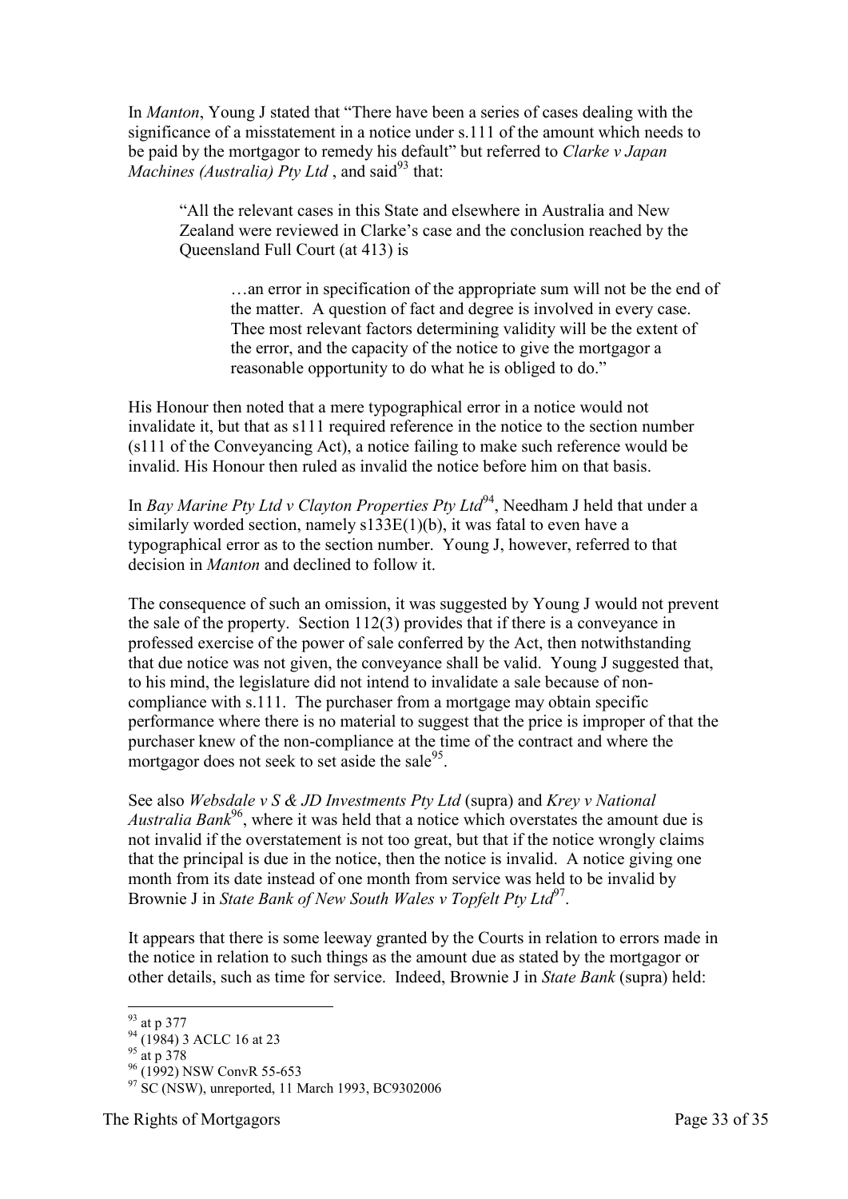In *Manton*, Young J stated that "There have been a series of cases dealing with the significance of a misstatement in a notice under s.111 of the amount which needs to be paid by the mortgagor to remedy his default" but referred to *Clarke v Japan Machines (Australia) Pty Ltd* , and said[93] that:

> "All the relevant cases in this State and elsewhere in Australia and New Zealand were reviewed in Clarke's case and the conclusion reached by the Queensland Full Court (at 413) is
>
> > …an error in specification of the appropriate sum will not be the end of the matter. A question of fact and degree is involved in every case. Thee most relevant factors determining validity will be the extent of the error, and the capacity of the notice to give the mortgagor a reasonable opportunity to do what he is obliged to do."

His Honour then noted that a mere typographical error in a notice would not invalidate it, but that as s111 required reference in the notice to the section number (s111 of the Conveyancing Act), a notice failing to make such reference would be invalid. His Honour then ruled as invalid the notice before him on that basis.

In *Bay Marine Pty Ltd v Clayton Properties Pty Ltd*[94], Needham J held that under a similarly worded section, namely s133E(1)(b), it was fatal to even have a typographical error as to the section number. Young J, however, referred to that decision in *Manton* and declined to follow it.

The consequence of such an omission, it was suggested by Young J would not prevent the sale of the property. Section 112(3) provides that if there is a conveyance in professed exercise of the power of sale conferred by the Act, then notwithstanding that due notice was not given, the conveyance shall be valid. Young J suggested that, to his mind, the legislature did not intend to invalidate a sale because of non-compliance with s.111. The purchaser from a mortgage may obtain specific performance where there is no material to suggest that the price is improper of that the purchaser knew of the non-compliance at the time of the contract and where the mortgagor does not seek to set aside the sale[95].

See also *Websdale v S & JD Investments Pty Ltd* (supra) and *Krey v National Australia Bank*[96], where it was held that a notice which overstates the amount due is not invalid if the overstatement is not too great, but that if the notice wrongly claims that the principal is due in the notice, then the notice is invalid. A notice giving one month from its date instead of one month from service was held to be invalid by Brownie J in *State Bank of New South Wales v Topfelt Pty Ltd*[97].

It appears that there is some leeway granted by the Courts in relation to errors made in the notice in relation to such things as the amount due as stated by the mortgagor or other details, such as time for service. Indeed, Brownie J in *State Bank* (supra) held:

---

[93] at p 377

[94] (1984) 3 ACLC 16 at 23

[95] at p 378

[96] (1992) NSW ConvR 55-653

[97] SC (NSW), unreported, 11 March 1993, BC9302006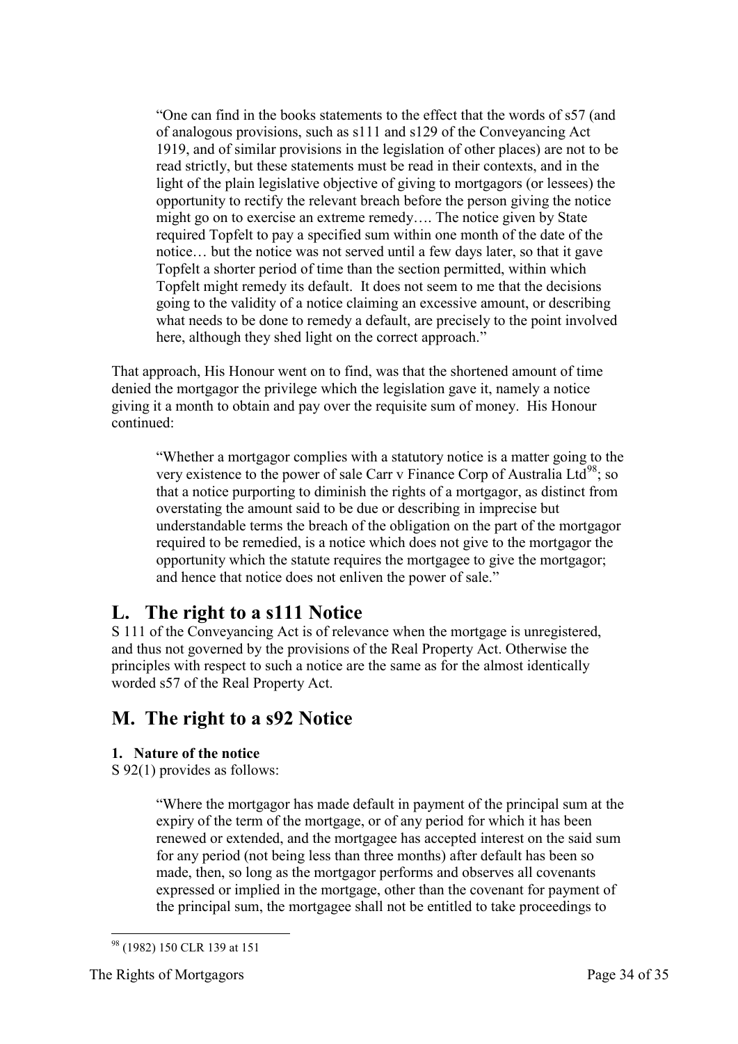> "One can find in the books statements to the effect that the words of s57 (and of analogous provisions, such as s111 and s129 of the Conveyancing Act 1919, and of similar provisions in the legislation of other places) are not to be read strictly, but these statements must be read in their contexts, and in the light of the plain legislative objective of giving to mortgagors (or lessees) the opportunity to rectify the relevant breach before the person giving the notice might go on to exercise an extreme remedy…. The notice given by State required Topfelt to pay a specified sum within one month of the date of the notice… but the notice was not served until a few days later, so that it gave Topfelt a shorter period of time than the section permitted, within which Topfelt might remedy its default. It does not seem to me that the decisions going to the validity of a notice claiming an excessive amount, or describing what needs to be done to remedy a default, are precisely to the point involved here, although they shed light on the correct approach."

That approach, His Honour went on to find, was that the shortened amount of time denied the mortgagor the privilege which the legislation gave it, namely a notice giving it a month to obtain and pay over the requisite sum of money. His Honour continued:

> "Whether a mortgagor complies with a statutory notice is a matter going to the very existence to the power of sale Carr v Finance Corp of Australia Ltd[98]; so that a notice purporting to diminish the rights of a mortgagor, as distinct from overstating the amount said to be due or describing in imprecise but understandable terms the breach of the obligation on the part of the mortgagor required to be remedied, is a notice which does not give to the mortgagor the opportunity which the statute requires the mortgagee to give the mortgagor; and hence that notice does not enliven the power of sale."

## L. The right to a s111 Notice

S 111 of the Conveyancing Act is of relevance when the mortgage is unregistered, and thus not governed by the provisions of the Real Property Act. Otherwise the principles with respect to such a notice are the same as for the almost identically worded s57 of the Real Property Act.

## M. The right to a s92 Notice

### 1. Nature of the notice

S 92(1) provides as follows:

> "Where the mortgagor has made default in payment of the principal sum at the expiry of the term of the mortgage, or of any period for which it has been renewed or extended, and the mortgagee has accepted interest on the said sum for any period (not being less than three months) after default has been so made, then, so long as the mortgagor performs and observes all covenants expressed or implied in the mortgage, other than the covenant for payment of the principal sum, the mortgagee shall not be entitled to take proceedings to

---

[98] (1982) 150 CLR 139 at 151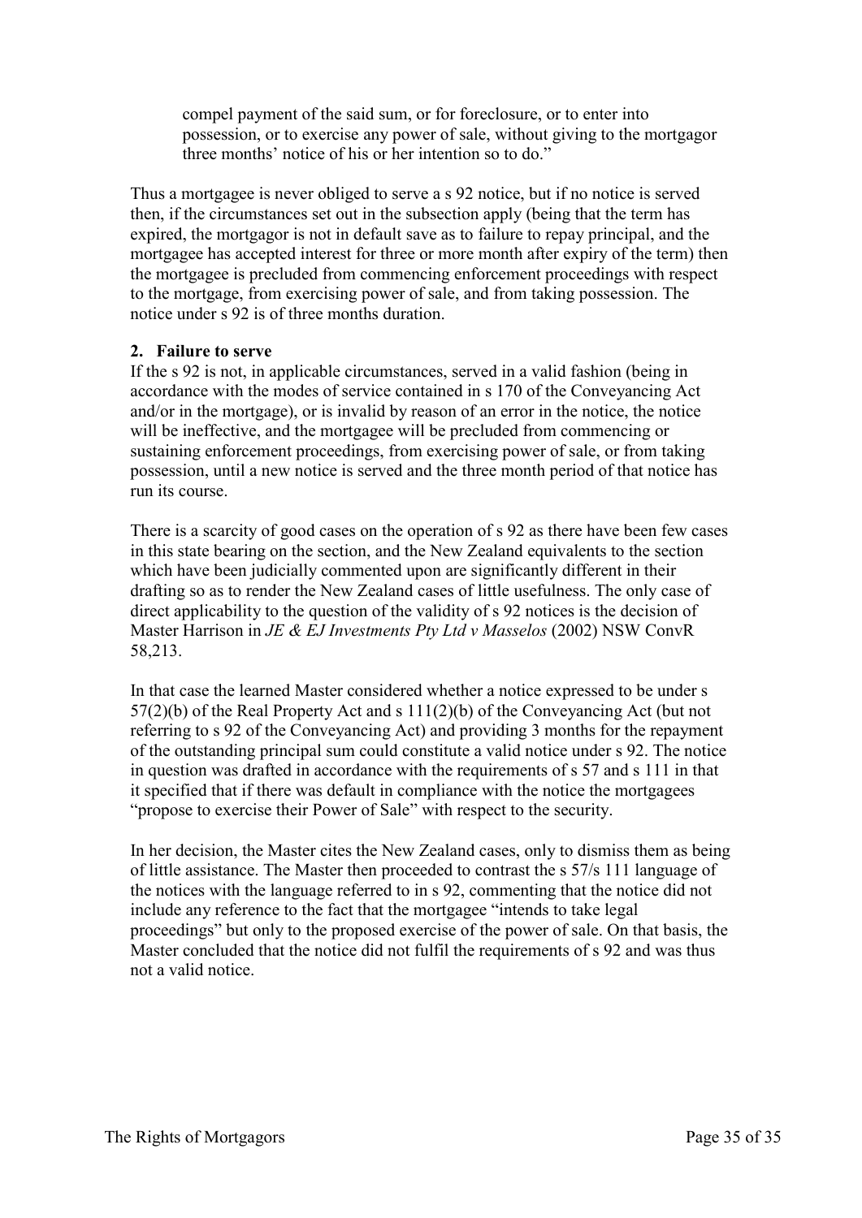> compel payment of the said sum, or for foreclosure, or to enter into possession, or to exercise any power of sale, without giving to the mortgagor three months' notice of his or her intention so to do."

Thus a mortgagee is never obliged to serve a s 92 notice, but if no notice is served then, if the circumstances set out in the subsection apply (being that the term has expired, the mortgagor is not in default save as to failure to repay principal, and the mortgagee has accepted interest for three or more month after expiry of the term) then the mortgagee is precluded from commencing enforcement proceedings with respect to the mortgage, from exercising power of sale, and from taking possession. The notice under s 92 is of three months duration.

**2. Failure to serve**

If the s 92 is not, in applicable circumstances, served in a valid fashion (being in accordance with the modes of service contained in s 170 of the Conveyancing Act and/or in the mortgage), or is invalid by reason of an error in the notice, the notice will be ineffective, and the mortgagee will be precluded from commencing or sustaining enforcement proceedings, from exercising power of sale, or from taking possession, until a new notice is served and the three month period of that notice has run its course.

There is a scarcity of good cases on the operation of s 92 as there have been few cases in this state bearing on the section, and the New Zealand equivalents to the section which have been judicially commented upon are significantly different in their drafting so as to render the New Zealand cases of little usefulness. The only case of direct applicability to the question of the validity of s 92 notices is the decision of Master Harrison in *JE & EJ Investments Pty Ltd v Masselos* (2002) NSW ConvR 58,213.

In that case the learned Master considered whether a notice expressed to be under s 57(2)(b) of the Real Property Act and s 111(2)(b) of the Conveyancing Act (but not referring to s 92 of the Conveyancing Act) and providing 3 months for the repayment of the outstanding principal sum could constitute a valid notice under s 92. The notice in question was drafted in accordance with the requirements of s 57 and s 111 in that it specified that if there was default in compliance with the notice the mortgagees "propose to exercise their Power of Sale" with respect to the security.

In her decision, the Master cites the New Zealand cases, only to dismiss them as being of little assistance. The Master then proceeded to contrast the s 57/s 111 language of the notices with the language referred to in s 92, commenting that the notice did not include any reference to the fact that the mortgagee "intends to take legal proceedings" but only to the proposed exercise of the power of sale. On that basis, the Master concluded that the notice did not fulfil the requirements of s 92 and was thus not a valid notice.